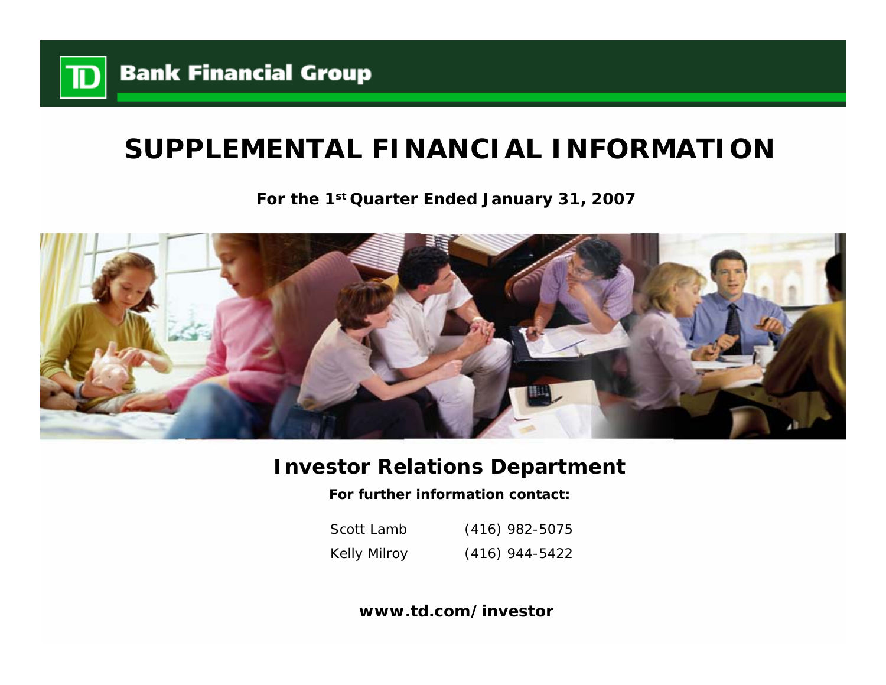TD Bank Financial Group

# SUPPLEMENTAL FINANCIAL INFORMATION

**For the 1st Quarter Ended January 31, 2007**

## Investor Relations Department

**For further information contact:**

| | |
|---|---|
| Scott Lamb | (416) 982-5075 |
| Kelly Milroy | (416) 944-5422 |

**www.td.com/investor**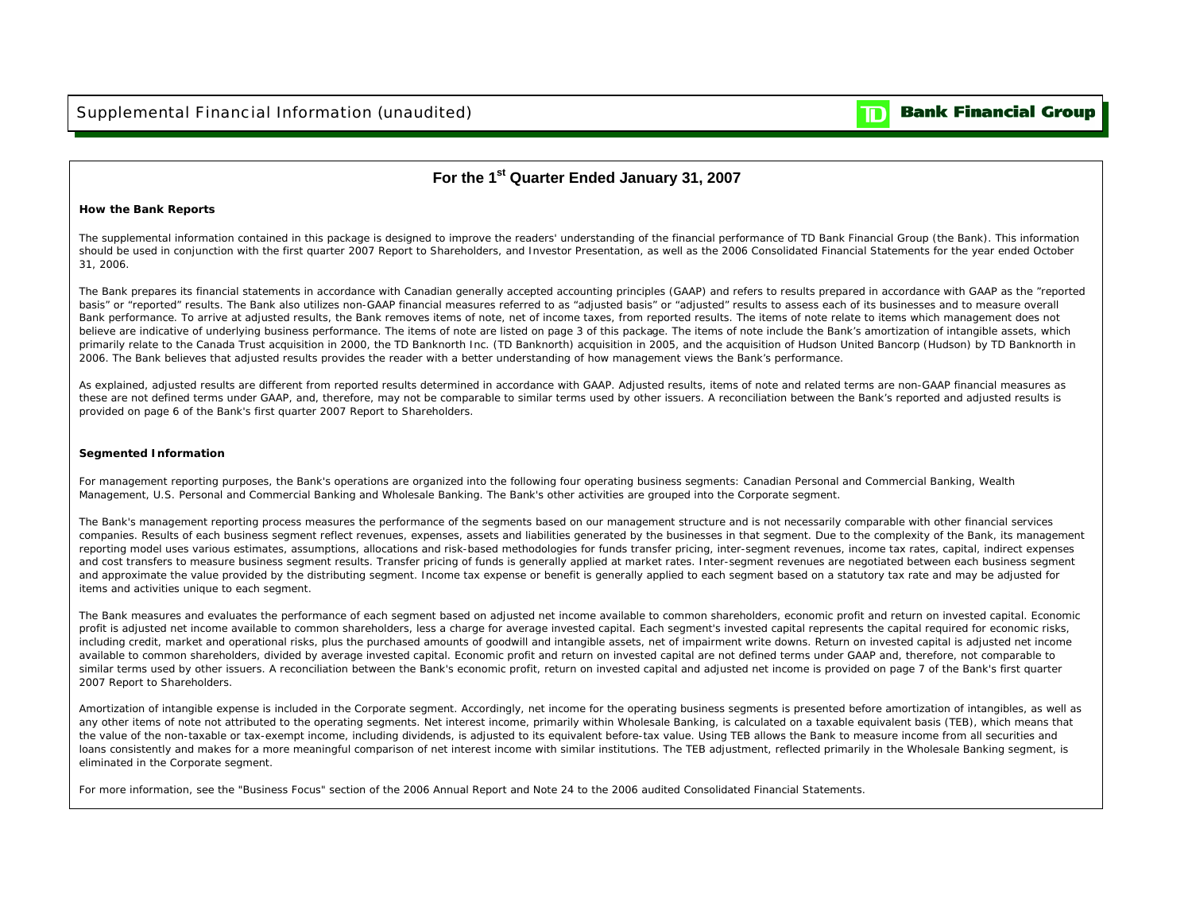# For the 1st Quarter Ended January 31, 2007

## How the Bank Reports

The supplemental information contained in this package is designed to improve the readers' understanding of the financial performance of TD Bank Financial Group (the Bank). This information should be used in conjunction with the first quarter 2007 Report to Shareholders, and Investor Presentation, as well as the 2006 Consolidated Financial Statements for the year ended October 31, 2006.

The Bank prepares its financial statements in accordance with Canadian generally accepted accounting principles (GAAP) and refers to results prepared in accordance with GAAP as the "reported basis" or "reported" results. The Bank also utilizes non-GAAP financial measures referred to as "adjusted basis" or "adjusted" results to assess each of its businesses and to measure overall Bank performance. To arrive at adjusted results, the Bank removes items of note, net of income taxes, from reported results. The items of note relate to items which management does not believe are indicative of underlying business performance. The items of note are listed on page 3 of this package. The items of note include the Bank's amortization of intangible assets, which primarily relate to the Canada Trust acquisition in 2000, the TD Banknorth Inc. (TD Banknorth) acquisition in 2005, and the acquisition of Hudson United Bancorp (Hudson) by TD Banknorth in 2006. The Bank believes that adjusted results provides the reader with a better understanding of how management views the Bank's performance.

As explained, adjusted results are different from reported results determined in accordance with GAAP. Adjusted results, items of note and related terms are non-GAAP financial measures as these are not defined terms under GAAP, and, therefore, may not be comparable to similar terms used by other issuers. A reconciliation between the Bank's reported and adjusted results is provided on page 6 of the Bank's first quarter 2007 Report to Shareholders.

## Segmented Information

For management reporting purposes, the Bank's operations are organized into the following four operating business segments: Canadian Personal and Commercial Banking, Wealth Management, U.S. Personal and Commercial Banking and Wholesale Banking. The Bank's other activities are grouped into the Corporate segment.

The Bank's management reporting process measures the performance of the segments based on our management structure and is not necessarily comparable with other financial services companies. Results of each business segment reflect revenues, expenses, assets and liabilities generated by the businesses in that segment. Due to the complexity of the Bank, its management reporting model uses various estimates, assumptions, allocations and risk-based methodologies for funds transfer pricing, inter-segment revenues, income tax rates, capital, indirect expenses and cost transfers to measure business segment results. Transfer pricing of funds is generally applied at market rates. Inter-segment revenues are negotiated between each business segment and approximate the value provided by the distributing segment. Income tax expense or benefit is generally applied to each segment based on a statutory tax rate and may be adjusted for items and activities unique to each segment.

The Bank measures and evaluates the performance of each segment based on adjusted net income available to common shareholders, economic profit and return on invested capital. Economic profit is adjusted net income available to common shareholders, less a charge for average invested capital. Each segment's invested capital represents the capital required for economic risks, including credit, market and operational risks, plus the purchased amounts of goodwill and intangible assets, net of impairment write downs. Return on invested capital is adjusted net income available to common shareholders, divided by average invested capital. Economic profit and return on invested capital are not defined terms under GAAP and, therefore, not comparable to similar terms used by other issuers. A reconciliation between the Bank's economic profit, return on invested capital and adjusted net income is provided on page 7 of the Bank's first quarter 2007 Report to Shareholders.

Amortization of intangible expense is included in the Corporate segment. Accordingly, net income for the operating business segments is presented before amortization of intangibles, as well as any other items of note not attributed to the operating segments. Net interest income, primarily within Wholesale Banking, is calculated on a taxable equivalent basis (TEB), which means that the value of the non-taxable or tax-exempt income, including dividends, is adjusted to its equivalent before-tax value. Using TEB allows the Bank to measure income from all securities and loans consistently and makes for a more meaningful comparison of net interest income with similar institutions. The TEB adjustment, reflected primarily in the Wholesale Banking segment, is eliminated in the Corporate segment.

For more information, see the "Business Focus" section of the 2006 Annual Report and Note 24 to the 2006 audited Consolidated Financial Statements.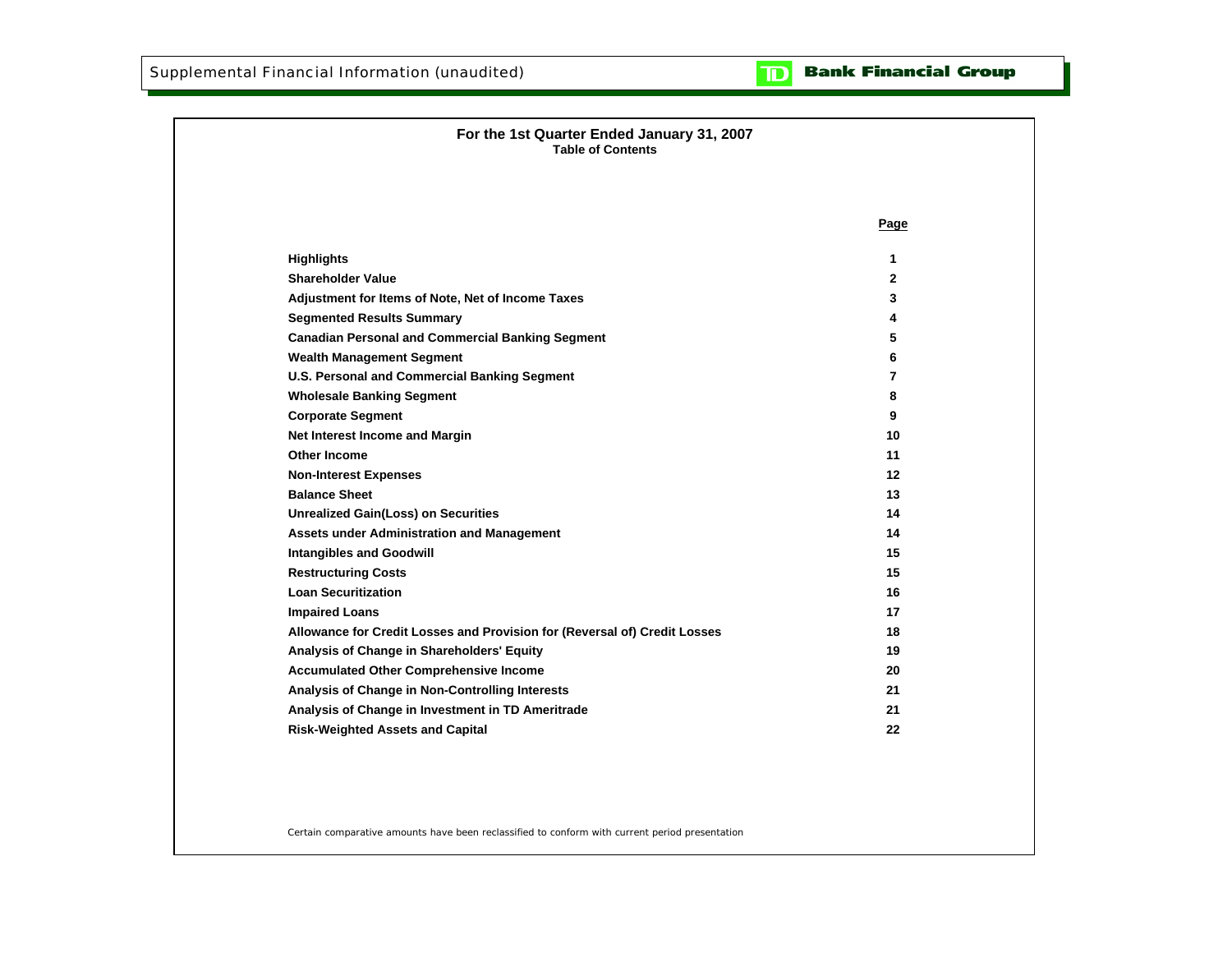# For the 1st Quarter Ended January 31, 2007

## Table of Contents

| | Page |
|---|---|
| **Highlights** | 1 |
| **Shareholder Value** | 2 |
| **Adjustment for Items of Note, Net of Income Taxes** | 3 |
| **Segmented Results Summary** | 4 |
| **Canadian Personal and Commercial Banking Segment** | 5 |
| **Wealth Management Segment** | 6 |
| **U.S. Personal and Commercial Banking Segment** | 7 |
| **Wholesale Banking Segment** | 8 |
| **Corporate Segment** | 9 |
| **Net Interest Income and Margin** | 10 |
| **Other Income** | 11 |
| **Non-Interest Expenses** | 12 |
| **Balance Sheet** | 13 |
| **Unrealized Gain(Loss) on Securities** | 14 |
| **Assets under Administration and Management** | 14 |
| **Intangibles and Goodwill** | 15 |
| **Restructuring Costs** | 15 |
| **Loan Securitization** | 16 |
| **Impaired Loans** | 17 |
| **Allowance for Credit Losses and Provision for (Reversal of) Credit Losses** | 18 |
| **Analysis of Change in Shareholders' Equity** | 19 |
| **Accumulated Other Comprehensive Income** | 20 |
| **Analysis of Change in Non-Controlling Interests** | 21 |
| **Analysis of Change in Investment in TD Ameritrade** | 21 |
| **Risk-Weighted Assets and Capital** | 22 |

*Certain comparative amounts have been reclassified to conform with current period presentation*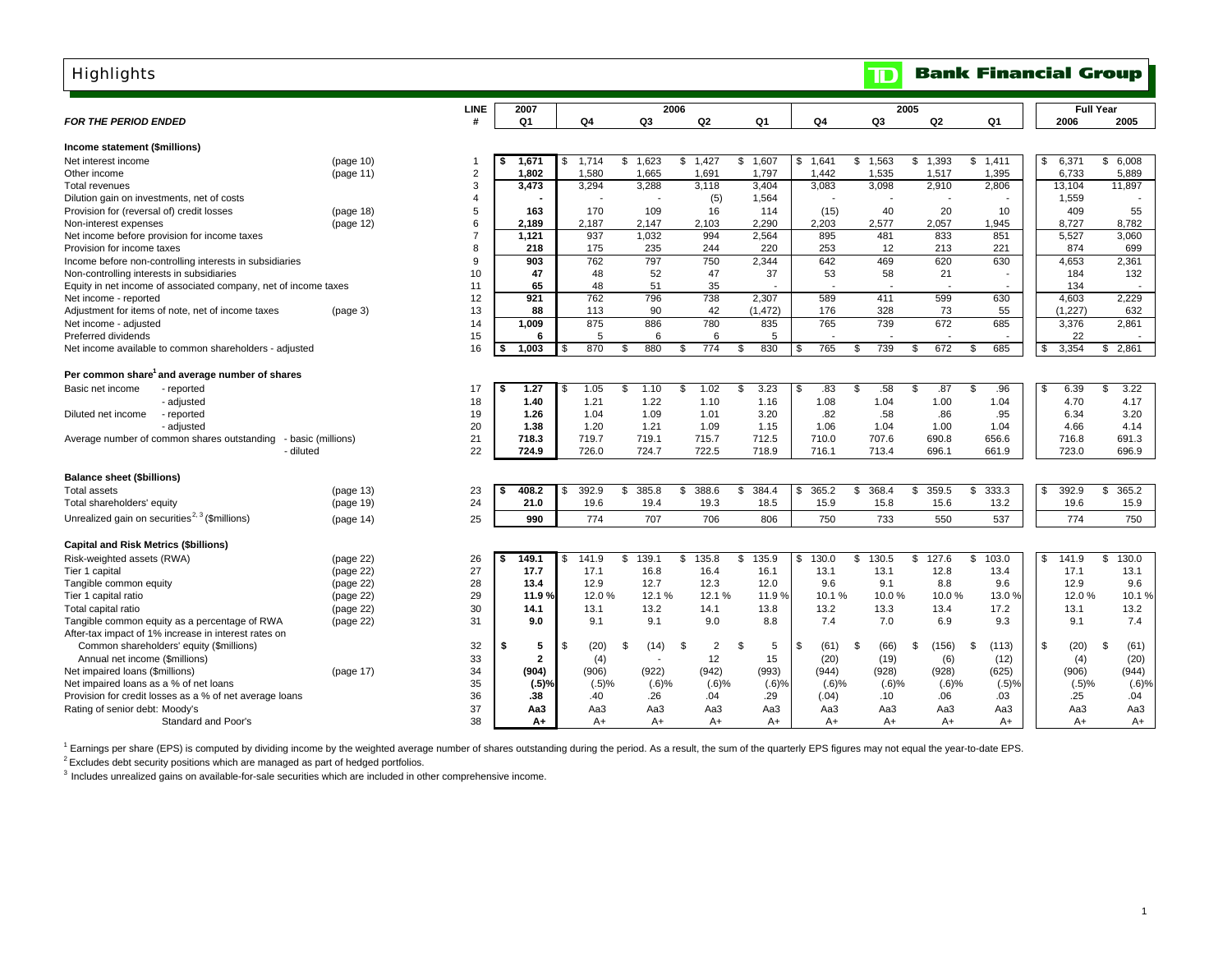# Highlights

**Bank Financial Group**

| *FOR THE PERIOD ENDED* | | LINE # | 2007 Q1 | 2006 Q4 | 2006 Q3 | 2006 Q2 | 2006 Q1 | 2005 Q4 | 2005 Q3 | 2005 Q2 | 2005 Q1 | Full Year 2006 | Full Year 2005 |
|---|---|---|---|---|---|---|---|---|---|---|---|---|---|
| **Income statement ($millions)** | | | | | | | | | | | | | |
| Net interest income | (page 10) | 1 | $ **1,671** | $ 1,714 | $ 1,623 | $ 1,427 | $ 1,607 | $ 1,641 | $ 1,563 | $ 1,393 | $ 1,411 | $ 6,371 | $ 6,008 |
| Other income | (page 11) | 2 | **1,802** | 1,580 | 1,665 | 1,691 | 1,797 | 1,442 | 1,535 | 1,517 | 1,395 | 6,733 | 5,889 |
| Total revenues | | 3 | **3,473** | 3,294 | 3,288 | 3,118 | 3,404 | 3,083 | 3,098 | 2,910 | 2,806 | 13,104 | 11,897 |
| Dilution gain on investments, net of costs | | 4 | **-** | - | - | (5) | 1,564 | - | - | - | - | 1,559 | - |
| Provision for (reversal of) credit losses | (page 18) | 5 | **163** | 170 | 109 | 16 | 114 | (15) | 40 | 20 | 10 | 409 | 55 |
| Non-interest expenses | (page 12) | 6 | **2,189** | 2,187 | 2,147 | 2,103 | 2,290 | 2,203 | 2,577 | 2,057 | 1,945 | 8,727 | 8,782 |
| Net income before provision for income taxes | | 7 | **1,121** | 937 | 1,032 | 994 | 2,564 | 895 | 481 | 833 | 851 | 5,527 | 3,060 |
| Provision for income taxes | | 8 | **218** | 175 | 235 | 244 | 220 | 253 | 12 | 213 | 221 | 874 | 699 |
| Income before non-controlling interests in subsidiaries | | 9 | **903** | 762 | 797 | 750 | 2,344 | 642 | 469 | 620 | 630 | 4,653 | 2,361 |
| Non-controlling interests in subsidiaries | | 10 | **47** | 48 | 52 | 47 | 37 | 53 | 58 | 21 | - | 184 | 132 |
| Equity in net income of associated company, net of income taxes | | 11 | **65** | 48 | 51 | 35 | - | - | - | - | - | 134 | - |
| Net income - reported | | 12 | **921** | 762 | 796 | 738 | 2,307 | 589 | 411 | 599 | 630 | 4,603 | 2,229 |
| Adjustment for items of note, net of income taxes | (page 3) | 13 | **88** | 113 | 90 | 42 | (1,472) | 176 | 328 | 73 | 55 | (1,227) | 632 |
| Net income - adjusted | | 14 | **1,009** | 875 | 886 | 780 | 835 | 765 | 739 | 672 | 685 | 3,376 | 2,861 |
| Preferred dividends | | 15 | **6** | 5 | 6 | 6 | 5 | - | - | - | - | 22 | - |
| Net income available to common shareholders - adjusted | | 16 | $ **1,003** | $ 870 | $ 880 | $ 774 | $ 830 | $ 765 | $ 739 | $ 672 | $ 685 | $ 3,354 | $ 2,861 |
| **Per common share[1] and average number of shares** | | | | | | | | | | | | | |
| Basic net income - reported | | 17 | $ **1.27** | $ 1.05 | $ 1.10 | $ 1.02 | $ 3.23 | $ .83 | $ .58 | $ .87 | $ .96 | $ 6.39 | $ 3.22 |
| Basic net income - adjusted | | 18 | **1.40** | 1.21 | 1.22 | 1.10 | 1.16 | 1.08 | 1.04 | 1.00 | 1.04 | 4.70 | 4.17 |
| Diluted net income - reported | | 19 | **1.26** | 1.04 | 1.09 | 1.01 | 3.20 | .82 | .58 | .86 | .95 | 6.34 | 3.20 |
| Diluted net income - adjusted | | 20 | **1.38** | 1.20 | 1.21 | 1.09 | 1.15 | 1.06 | 1.04 | 1.00 | 1.04 | 4.66 | 4.14 |
| Average number of common shares outstanding - basic (millions) | | 21 | **718.3** | 719.7 | 719.1 | 715.7 | 712.5 | 710.0 | 707.6 | 690.8 | 656.6 | 716.8 | 691.3 |
| Average number of common shares outstanding - diluted | | 22 | **724.9** | 726.0 | 724.7 | 722.5 | 718.9 | 716.1 | 713.4 | 696.1 | 661.9 | 723.0 | 696.9 |
| **Balance sheet ($billions)** | | | | | | | | | | | | | |
| Total assets | (page 13) | 23 | $ **408.2** | $ 392.9 | $ 385.8 | $ 388.6 | $ 384.4 | $ 365.2 | $ 368.4 | $ 359.5 | $ 333.3 | $ 392.9 | $ 365.2 |
| Total shareholders' equity | (page 19) | 24 | **21.0** | 19.6 | 19.4 | 19.3 | 18.5 | 15.9 | 15.8 | 15.6 | 13.2 | 19.6 | 15.9 |
| Unrealized gain on securities[2, 3] ($millions) | (page 14) | 25 | **990** | 774 | 707 | 706 | 806 | 750 | 733 | 550 | 537 | 774 | 750 |
| **Capital and Risk Metrics ($billions)** | | | | | | | | | | | | | |
| Risk-weighted assets (RWA) | (page 22) | 26 | $ **149.1** | $ 141.9 | $ 139.1 | $ 135.8 | $ 135.9 | $ 130.0 | $ 130.5 | $ 127.6 | $ 103.0 | $ 141.9 | $ 130.0 |
| Tier 1 capital | (page 22) | 27 | **17.7** | 17.1 | 16.8 | 16.4 | 16.1 | 13.1 | 13.1 | 12.8 | 13.4 | 17.1 | 13.1 |
| Tangible common equity | (page 22) | 28 | **13.4** | 12.9 | 12.7 | 12.3 | 12.0 | 9.6 | 9.1 | 8.8 | 9.6 | 12.9 | 9.6 |
| Tier 1 capital ratio | (page 22) | 29 | **11.9 %** | 12.0 % | 12.1 % | 12.1 % | 11.9 % | 10.1 % | 10.0 % | 10.0 % | 13.0 % | 12.0 % | 10.1 % |
| Total capital ratio | (page 22) | 30 | **14.1** | 13.1 | 13.2 | 14.1 | 13.8 | 13.2 | 13.3 | 13.4 | 17.2 | 13.1 | 13.2 |
| Tangible common equity as a percentage of RWA | (page 22) | 31 | **9.0** | 9.1 | 9.1 | 9.0 | 8.8 | 7.4 | 7.0 | 6.9 | 9.3 | 9.1 | 7.4 |
| After-tax impact of 1% increase in interest rates on | | | | | | | | | | | | | |
| Common shareholders' equity ($millions) | | 32 | $ **5** | $ (20) | $ (14) | $ 2 | $ 5 | $ (61) | $ (66) | $ (156) | $ (113) | $ (20) | $ (61) |
| Annual net income ($millions) | | 33 | **2** | (4) | - | 12 | 15 | (20) | (19) | (6) | (12) | (4) | (20) |
| Net impaired loans ($millions) | (page 17) | 34 | **(904)** | (906) | (922) | (942) | (993) | (944) | (928) | (928) | (625) | (906) | (944) |
| Net impaired loans as a % of net loans | | 35 | **(.5)%** | (.5)% | (.6)% | (.6)% | (.6)% | (.6)% | (.6)% | (.6)% | (.5)% | (.5)% | (.6)% |
| Provision for credit losses as a % of net average loans | | 36 | **.38** | .40 | .26 | .04 | .29 | (.04) | .10 | .06 | .03 | .25 | .04 |
| Rating of senior debt: Moody's | | 37 | **Aa3** | Aa3 | Aa3 | Aa3 | Aa3 | Aa3 | Aa3 | Aa3 | Aa3 | Aa3 | Aa3 |
| Standard and Poor's | | 38 | **A+** | A+ | A+ | A+ | A+ | A+ | A+ | A+ | A+ | A+ | A+ |

[1] Earnings per share (EPS) is computed by dividing income by the weighted average number of shares outstanding during the period. As a result, the sum of the quarterly EPS figures may not equal the year-to-date EPS.

[2] Excludes debt security positions which are managed as part of hedged portfolios.

[3] Includes unrealized gains on available-for-sale securities which are included in other comprehensive income.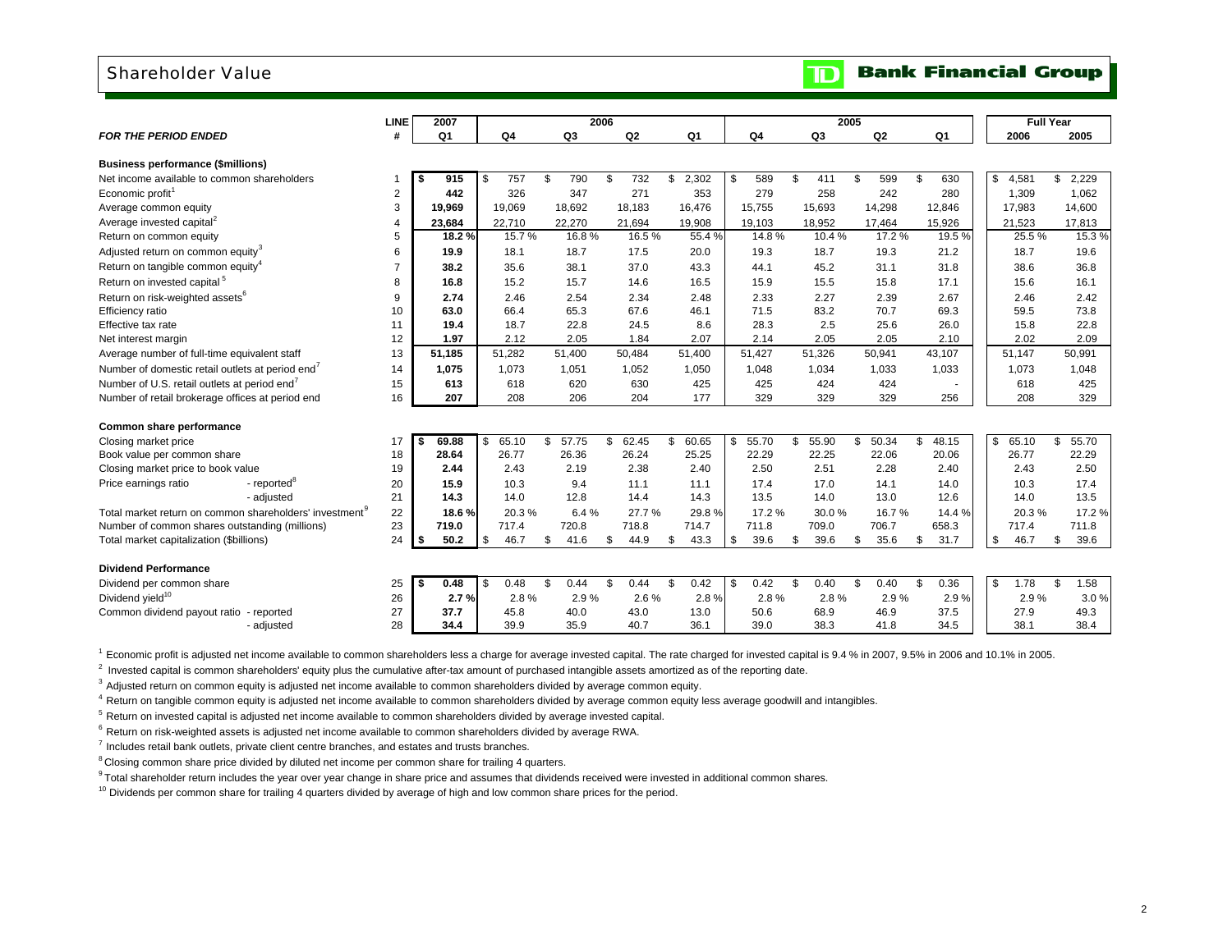# Shareholder Value

**Bank Financial Group**

| FOR THE PERIOD ENDED | LINE # | 2007 Q1 | 2006 Q4 | 2006 Q3 | 2006 Q2 | 2006 Q1 | 2005 Q4 | 2005 Q3 | 2005 Q2 | 2005 Q1 | Full Year 2006 | Full Year 2005 |
|---|---|---|---|---|---|---|---|---|---|---|---|---|
| **Business performance ($millions)** | | | | | | | | | | | | |
| Net income available to common shareholders | 1 | $ 915 | $ 757 | $ 790 | $ 732 | $ 2,302 | $ 589 | $ 411 | $ 599 | $ 630 | $ 4,581 | $ 2,229 |
| Economic profit[1] | 2 | 442 | 326 | 347 | 271 | 353 | 279 | 258 | 242 | 280 | 1,309 | 1,062 |
| Average common equity | 3 | 19,969 | 19,069 | 18,692 | 18,183 | 16,476 | 15,755 | 15,693 | 14,298 | 12,846 | 17,983 | 14,600 |
| Average invested capital[2] | 4 | 23,684 | 22,710 | 22,270 | 21,694 | 19,908 | 19,103 | 18,952 | 17,464 | 15,926 | 21,523 | 17,813 |
| Return on common equity | 5 | 18.2 % | 15.7 % | 16.8 % | 16.5 % | 55.4 % | 14.8 % | 10.4 % | 17.2 % | 19.5 % | 25.5 % | 15.3 % |
| Adjusted return on common equity[3] | 6 | 19.9 | 18.1 | 18.7 | 17.5 | 20.0 | 19.3 | 18.7 | 19.3 | 21.2 | 18.7 | 19.6 |
| Return on tangible common equity[4] | 7 | 38.2 | 35.6 | 38.1 | 37.0 | 43.3 | 44.1 | 45.2 | 31.1 | 31.8 | 38.6 | 36.8 |
| Return on invested capital[5] | 8 | 16.8 | 15.2 | 15.7 | 14.6 | 16.5 | 15.9 | 15.5 | 15.8 | 17.1 | 15.6 | 16.1 |
| Return on risk-weighted assets[6] | 9 | 2.74 | 2.46 | 2.54 | 2.34 | 2.48 | 2.33 | 2.27 | 2.39 | 2.67 | 2.46 | 2.42 |
| Efficiency ratio | 10 | 63.0 | 66.4 | 65.3 | 67.6 | 46.1 | 71.5 | 83.2 | 70.7 | 69.3 | 59.5 | 73.8 |
| Effective tax rate | 11 | 19.4 | 18.7 | 22.8 | 24.5 | 8.6 | 28.3 | 2.5 | 25.6 | 26.0 | 15.8 | 22.8 |
| Net interest margin | 12 | 1.97 | 2.12 | 2.05 | 1.84 | 2.07 | 2.14 | 2.05 | 2.05 | 2.10 | 2.02 | 2.09 |
| Average number of full-time equivalent staff | 13 | 51,185 | 51,282 | 51,400 | 50,484 | 51,400 | 51,427 | 51,326 | 50,941 | 43,107 | 51,147 | 50,991 |
| Number of domestic retail outlets at period end[7] | 14 | 1,075 | 1,073 | 1,051 | 1,052 | 1,050 | 1,048 | 1,034 | 1,033 | 1,033 | 1,073 | 1,048 |
| Number of U.S. retail outlets at period end[7] | 15 | 613 | 618 | 620 | 630 | 425 | 425 | 424 | 424 | - | 618 | 425 |
| Number of retail brokerage offices at period end | 16 | 207 | 208 | 206 | 204 | 177 | 329 | 329 | 329 | 256 | 208 | 329 |
| **Common share performance** | | | | | | | | | | | | |
| Closing market price | 17 | $ 69.88 | $ 65.10 | $ 57.75 | $ 62.45 | $ 60.65 | $ 55.70 | $ 55.90 | $ 50.34 | $ 48.15 | $ 65.10 | $ 55.70 |
| Book value per common share | 18 | 28.64 | 26.77 | 26.36 | 26.24 | 25.25 | 22.29 | 22.25 | 22.06 | 20.06 | 26.77 | 22.29 |
| Closing market price to book value | 19 | 2.44 | 2.43 | 2.19 | 2.38 | 2.40 | 2.50 | 2.51 | 2.28 | 2.40 | 2.43 | 2.50 |
| Price earnings ratio - reported[8] | 20 | 15.9 | 10.3 | 9.4 | 11.1 | 11.1 | 17.4 | 17.0 | 14.1 | 14.0 | 10.3 | 17.4 |
| Price earnings ratio - adjusted | 21 | 14.3 | 14.0 | 12.8 | 14.4 | 14.3 | 13.5 | 14.0 | 13.0 | 12.6 | 14.0 | 13.5 |
| Total market return on common shareholders' investment[9] | 22 | 18.6 % | 20.3 % | 6.4 % | 27.7 % | 29.8 % | 17.2 % | 30.0 % | 16.7 % | 14.4 % | 20.3 % | 17.2 % |
| Number of common shares outstanding (millions) | 23 | 719.0 | 717.4 | 720.8 | 718.8 | 714.7 | 711.8 | 709.0 | 706.7 | 658.3 | 717.4 | 711.8 |
| Total market capitalization ($billions) | 24 | $ 50.2 | $ 46.7 | $ 41.6 | $ 44.9 | $ 43.3 | $ 39.6 | $ 39.6 | $ 35.6 | $ 31.7 | $ 46.7 | $ 39.6 |
| **Dividend Performance** | | | | | | | | | | | | |
| Dividend per common share | 25 | $ 0.48 | $ 0.48 | $ 0.44 | $ 0.44 | $ 0.42 | $ 0.42 | $ 0.40 | $ 0.40 | $ 0.36 | $ 1.78 | $ 1.58 |
| Dividend yield[10] | 26 | 2.7 % | 2.8 % | 2.9 % | 2.6 % | 2.8 % | 2.8 % | 2.8 % | 2.9 % | 2.9 % | 2.9 % | 3.0 % |
| Common dividend payout ratio - reported | 27 | 37.7 | 45.8 | 40.0 | 43.0 | 13.0 | 50.6 | 68.9 | 46.9 | 37.5 | 27.9 | 49.3 |
| Common dividend payout ratio - adjusted | 28 | 34.4 | 39.9 | 35.9 | 40.7 | 36.1 | 39.0 | 38.3 | 41.8 | 34.5 | 38.1 | 38.4 |

[1] Economic profit is adjusted net income available to common shareholders less a charge for average invested capital. The rate charged for invested capital is 9.4 % in 2007, 9.5% in 2006 and 10.1% in 2005.

[2] Invested capital is common shareholders' equity plus the cumulative after-tax amount of purchased intangible assets amortized as of the reporting date.

[3] Adjusted return on common equity is adjusted net income available to common shareholders divided by average common equity.

[4] Return on tangible common equity is adjusted net income available to common shareholders divided by average common equity less average goodwill and intangibles.

[5] Return on invested capital is adjusted net income available to common shareholders divided by average invested capital.

[6] Return on risk-weighted assets is adjusted net income available to common shareholders divided by average RWA.

[7] Includes retail bank outlets, private client centre branches, and estates and trusts branches.

[8] Closing common share price divided by diluted net income per common share for trailing 4 quarters.

[9] Total shareholder return includes the year over year change in share price and assumes that dividends received were invested in additional common shares.

[10] Dividends per common share for trailing 4 quarters divided by average of high and low common share prices for the period.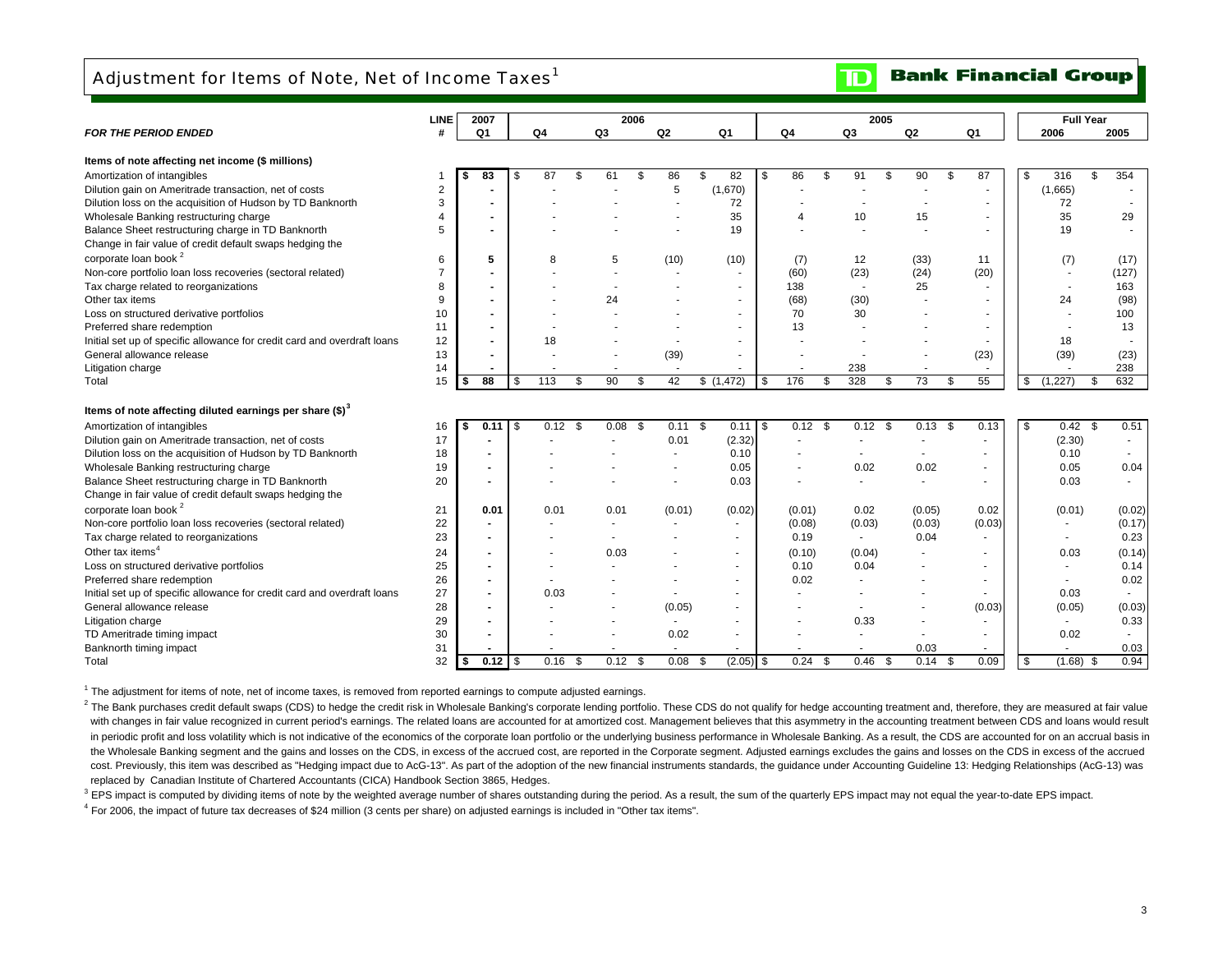# Adjustment for Items of Note, Net of Income Taxes[1]

TD Bank Financial Group

| *FOR THE PERIOD ENDED* | LINE # | 2007 Q1 | 2006 Q4 | 2006 Q3 | 2006 Q2 | 2006 Q1 | 2005 Q4 | 2005 Q3 | 2005 Q2 | 2005 Q1 | Full Year 2006 | Full Year 2005 |
|---|---|---|---|---|---|---|---|---|---|---|---|---|
| **Items of note affecting net income ($ millions)** | | | | | | | | | | | | |
| Amortization of intangibles | 1 | $ 83 | $ 87 | $ 61 | $ 86 | $ 82 | $ 86 | $ 91 | $ 90 | $ 87 | $ 316 | $ 354 |
| Dilution gain on Ameritrade transaction, net of costs | 2 | - | - | - | 5 | (1,670) | - | - | - | - | (1,665) | - |
| Dilution loss on the acquisition of Hudson by TD Banknorth | 3 | - | - | - | - | 72 | - | - | - | - | 72 | - |
| Wholesale Banking restructuring charge | 4 | - | - | - | - | 35 | 4 | 10 | 15 | - | 35 | 29 |
| Balance Sheet restructuring charge in TD Banknorth | 5 | - | - | - | - | 19 | - | - | - | - | 19 | - |
| Change in fair value of credit default swaps hedging the corporate loan book[2] | 6 | 5 | 8 | 5 | (10) | (10) | (7) | 12 | (33) | 11 | (7) | (17) |
| Non-core portfolio loan loss recoveries (sectoral related) | 7 | - | - | - | - | - | (60) | (23) | (24) | (20) | - | (127) |
| Tax charge related to reorganizations | 8 | - | - | - | - | - | 138 | - | 25 | - | - | 163 |
| Other tax items | 9 | - | - | 24 | - | - | (68) | (30) | - | - | 24 | (98) |
| Loss on structured derivative portfolios | 10 | - | - | - | - | - | 70 | 30 | - | - | - | 100 |
| Preferred share redemption | 11 | - | - | - | - | - | 13 | - | - | - | - | 13 |
| Initial set up of specific allowance for credit card and overdraft loans | 12 | - | 18 | - | - | - | - | - | - | - | 18 | - |
| General allowance release | 13 | - | - | - | (39) | - | - | - | - | (23) | (39) | (23) |
| Litigation charge | 14 | - | - | - | - | - | - | 238 | - | - | - | 238 |
| Total | 15 | $ 88 | $ 113 | $ 90 | $ 42 | $ (1,472) | $ 176 | $ 328 | $ 73 | $ 55 | $ (1,227) | $ 632 |
| **Items of note affecting diluted earnings per share ($)[3]** | | | | | | | | | | | | |
| Amortization of intangibles | 16 | $ 0.11 | $ 0.12 | $ 0.08 | $ 0.11 | $ 0.11 | $ 0.12 | $ 0.12 | $ 0.13 | $ 0.13 | $ 0.42 | $ 0.51 |
| Dilution gain on Ameritrade transaction, net of costs | 17 | - | - | - | 0.01 | (2.32) | - | - | - | - | (2.30) | - |
| Dilution loss on the acquisition of Hudson by TD Banknorth | 18 | - | - | - | - | 0.10 | - | - | - | - | 0.10 | - |
| Wholesale Banking restructuring charge | 19 | - | - | - | - | 0.05 | - | 0.02 | 0.02 | - | 0.05 | 0.04 |
| Balance Sheet restructuring charge in TD Banknorth | 20 | - | - | - | - | 0.03 | - | - | - | - | 0.03 | - |
| Change in fair value of credit default swaps hedging the corporate loan book[2] | 21 | 0.01 | 0.01 | 0.01 | (0.01) | (0.02) | (0.01) | 0.02 | (0.05) | 0.02 | (0.01) | (0.02) |
| Non-core portfolio loan loss recoveries (sectoral related) | 22 | - | - | - | - | - | (0.08) | (0.03) | (0.03) | (0.03) | - | (0.17) |
| Tax charge related to reorganizations | 23 | - | - | - | - | - | 0.19 | - | 0.04 | - | - | 0.23 |
| Other tax items[4] | 24 | - | - | 0.03 | - | - | (0.10) | (0.04) | - | - | 0.03 | (0.14) |
| Loss on structured derivative portfolios | 25 | - | - | - | - | - | 0.10 | 0.04 | - | - | - | 0.14 |
| Preferred share redemption | 26 | - | - | - | - | - | 0.02 | - | - | - | - | 0.02 |
| Initial set up of specific allowance for credit card and overdraft loans | 27 | - | 0.03 | - | - | - | - | - | - | - | 0.03 | - |
| General allowance release | 28 | - | - | - | (0.05) | - | - | - | - | (0.03) | (0.05) | (0.03) |
| Litigation charge | 29 | - | - | - | - | - | - | 0.33 | - | - | - | 0.33 |
| TD Ameritrade timing impact | 30 | - | - | - | 0.02 | - | - | - | - | - | 0.02 | - |
| Banknorth timing impact | 31 | - | - | - | - | - | - | - | 0.03 | - | - | 0.03 |
| Total | 32 | $ 0.12 | $ 0.16 | $ 0.12 | $ 0.08 | $ (2.05) | $ 0.24 | $ 0.46 | $ 0.14 | $ 0.09 | $ (1.68) | $ 0.94 |

[1] The adjustment for items of note, net of income taxes, is removed from reported earnings to compute adjusted earnings.

[2] The Bank purchases credit default swaps (CDS) to hedge the credit risk in Wholesale Banking's corporate lending portfolio. These CDS do not qualify for hedge accounting treatment and, therefore, they are measured at fair value with changes in fair value recognized in current period's earnings. The related loans are accounted for at amortized cost. Management believes that this asymmetry in the accounting treatment between CDS and loans would result in periodic profit and loss volatility which is not indicative of the economics of the corporate loan portfolio or the underlying business performance in Wholesale Banking. As a result, the CDS are accounted for on an accrual basis in the Wholesale Banking segment and the gains and losses on the CDS, in excess of the accrued cost, are reported in the Corporate segment. Adjusted earnings excludes the gains and losses on the CDS in excess of the accrued cost. Previously, this item was described as "Hedging impact due to AcG-13". As part of the adoption of the new financial instruments standards, the guidance under Accounting Guideline 13: Hedging Relationships (AcG-13) was replaced by Canadian Institute of Chartered Accountants (CICA) Handbook Section 3865, Hedges.

[3] EPS impact is computed by dividing items of note by the weighted average number of shares outstanding during the period. As a result, the sum of the quarterly EPS impact may not equal the year-to-date EPS impact.

[4] For 2006, the impact of future tax decreases of $24 million (3 cents per share) on adjusted earnings is included in "Other tax items".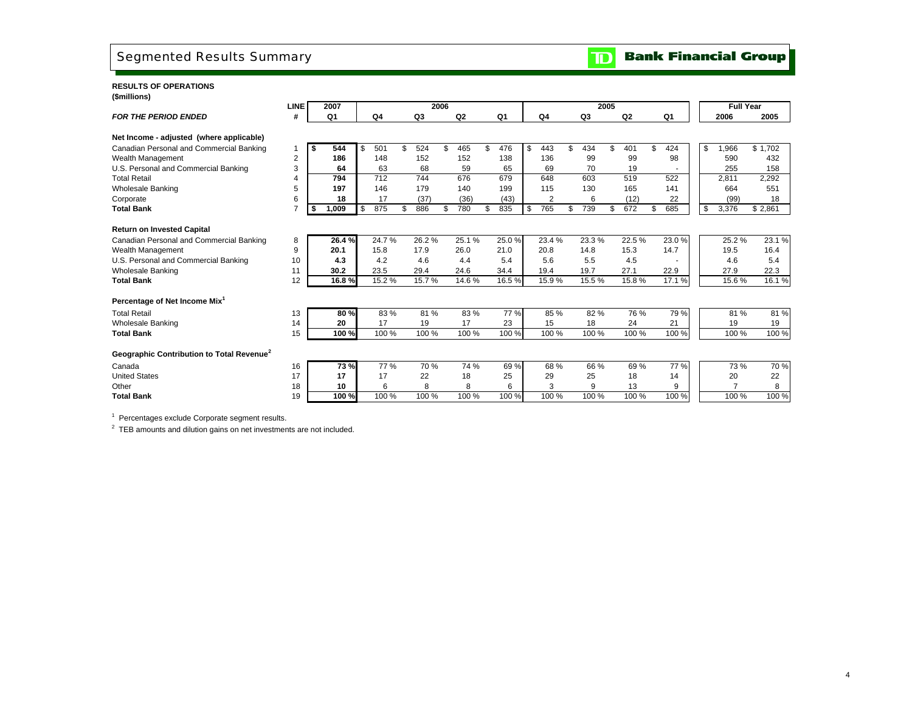# Segmented Results Summary

**TD Bank Financial Group**

**RESULTS OF OPERATIONS**
**($millions)**

| *FOR THE PERIOD ENDED* | LINE # | 2007 Q1 | 2006 Q4 | 2006 Q3 | 2006 Q2 | 2006 Q1 | 2005 Q4 | 2005 Q3 | 2005 Q2 | 2005 Q1 | Full Year 2006 | Full Year 2005 |
|---|---|---|---|---|---|---|---|---|---|---|---|---|
| **Net Income - adjusted (where applicable)** | | | | | | | | | | | | |
| Canadian Personal and Commercial Banking | 1 | **$ 544** | $ 501 | $ 524 | $ 465 | $ 476 | $ 443 | $ 434 | $ 401 | $ 424 | $ 1,966 | $ 1,702 |
| Wealth Management | 2 | **186** | 148 | 152 | 152 | 138 | 136 | 99 | 99 | 98 | 590 | 432 |
| U.S. Personal and Commercial Banking | 3 | **64** | 63 | 68 | 59 | 65 | 69 | 70 | 19 | - | 255 | 158 |
| Total Retail | 4 | **794** | 712 | 744 | 676 | 679 | 648 | 603 | 519 | 522 | 2,811 | 2,292 |
| Wholesale Banking | 5 | **197** | 146 | 179 | 140 | 199 | 115 | 130 | 165 | 141 | 664 | 551 |
| Corporate | 6 | **18** | 17 | (37) | (36) | (43) | 2 | 6 | (12) | 22 | (99) | 18 |
| **Total Bank** | 7 | **$ 1,009** | $ 875 | $ 886 | $ 780 | $ 835 | $ 765 | $ 739 | $ 672 | $ 685 | $ 3,376 | $ 2,861 |
| **Return on Invested Capital** | | | | | | | | | | | | |
| Canadian Personal and Commercial Banking | 8 | **26.4 %** | 24.7 % | 26.2 % | 25.1 % | 25.0 % | 23.4 % | 23.3 % | 22.5 % | 23.0 % | 25.2 % | 23.1 % |
| Wealth Management | 9 | **20.1** | 15.8 | 17.9 | 26.0 | 21.0 | 20.8 | 14.8 | 15.3 | 14.7 | 19.5 | 16.4 |
| U.S. Personal and Commercial Banking | 10 | **4.3** | 4.2 | 4.6 | 4.4 | 5.4 | 5.6 | 5.5 | 4.5 | - | 4.6 | 5.4 |
| Wholesale Banking | 11 | **30.2** | 23.5 | 29.4 | 24.6 | 34.4 | 19.4 | 19.7 | 27.1 | 22.9 | 27.9 | 22.3 |
| **Total Bank** | 12 | **16.8 %** | 15.2 % | 15.7 % | 14.6 % | 16.5 % | 15.9 % | 15.5 % | 15.8 % | 17.1 % | 15.6 % | 16.1 % |
| **Percentage of Net Income Mix[1]** | | | | | | | | | | | | |
| Total Retail | 13 | **80 %** | 83 % | 81 % | 83 % | 77 % | 85 % | 82 % | 76 % | 79 % | 81 % | 81 % |
| Wholesale Banking | 14 | **20** | 17 | 19 | 17 | 23 | 15 | 18 | 24 | 21 | 19 | 19 |
| **Total Bank** | 15 | **100 %** | 100 % | 100 % | 100 % | 100 % | 100 % | 100 % | 100 % | 100 % | 100 % | 100 % |
| **Geographic Contribution to Total Revenue[2]** | | | | | | | | | | | | |
| Canada | 16 | **73 %** | 77 % | 70 % | 74 % | 69 % | 68 % | 66 % | 69 % | 77 % | 73 % | 70 % |
| United States | 17 | **17** | 17 | 22 | 18 | 25 | 29 | 25 | 18 | 14 | 20 | 22 |
| Other | 18 | **10** | 6 | 8 | 8 | 6 | 3 | 9 | 13 | 9 | 7 | 8 |
| **Total Bank** | 19 | **100 %** | 100 % | 100 % | 100 % | 100 % | 100 % | 100 % | 100 % | 100 % | 100 % | 100 % |

[1] Percentages exclude Corporate segment results.

[2] TEB amounts and dilution gains on net investments are not included.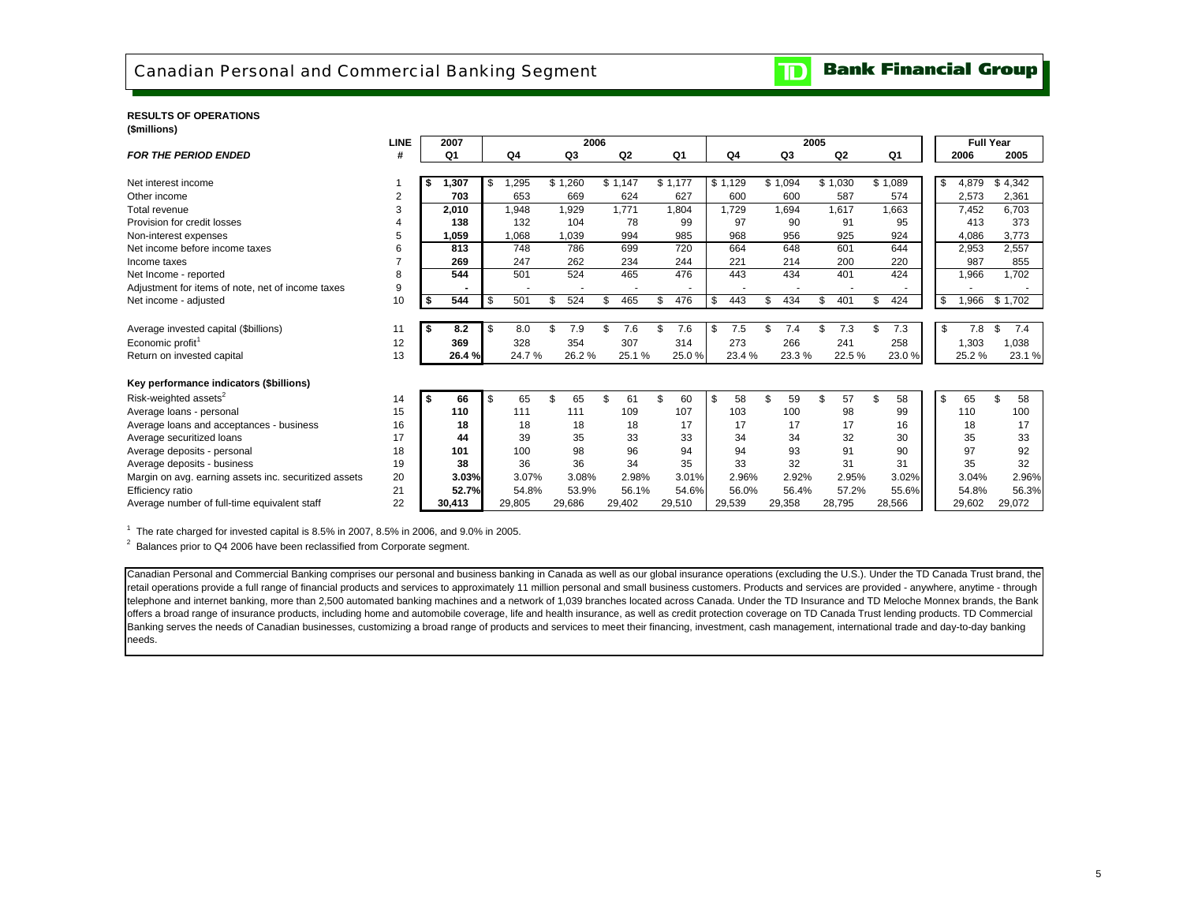# Canadian Personal and Commercial Banking Segment

**RESULTS OF OPERATIONS**
**($millions)**

| *FOR THE PERIOD ENDED* | LINE # | 2007 Q1 | 2006 Q4 | 2006 Q3 | 2006 Q2 | 2006 Q1 | 2005 Q4 | 2005 Q3 | 2005 Q2 | 2005 Q1 | Full Year 2006 | Full Year 2005 |
|---|---|---|---|---|---|---|---|---|---|---|---|---|
| Net interest income | 1 | **$ 1,307** | $ 1,295 | $ 1,260 | $ 1,147 | $ 1,177 | $ 1,129 | $ 1,094 | $ 1,030 | $ 1,089 | $ 4,879 | $ 4,342 |
| Other income | 2 | **703** | 653 | 669 | 624 | 627 | 600 | 600 | 587 | 574 | 2,573 | 2,361 |
| Total revenue | 3 | **2,010** | 1,948 | 1,929 | 1,771 | 1,804 | 1,729 | 1,694 | 1,617 | 1,663 | 7,452 | 6,703 |
| Provision for credit losses | 4 | **138** | 132 | 104 | 78 | 99 | 97 | 90 | 91 | 95 | 413 | 373 |
| Non-interest expenses | 5 | **1,059** | 1,068 | 1,039 | 994 | 985 | 968 | 956 | 925 | 924 | 4,086 | 3,773 |
| Net income before income taxes | 6 | **813** | 748 | 786 | 699 | 720 | 664 | 648 | 601 | 644 | 2,953 | 2,557 |
| Income taxes | 7 | **269** | 247 | 262 | 234 | 244 | 221 | 214 | 200 | 220 | 987 | 855 |
| Net Income - reported | 8 | **544** | 501 | 524 | 465 | 476 | 443 | 434 | 401 | 424 | 1,966 | 1,702 |
| Adjustment for items of note, net of income taxes | 9 | **-** | - | - | - | - | - | - | - | - | - | - |
| Net income - adjusted | 10 | **$ 544** | $ 501 | $ 524 | $ 465 | $ 476 | $ 443 | $ 434 | $ 401 | $ 424 | $ 1,966 | $ 1,702 |
| Average invested capital ($billions) | 11 | **$ 8.2** | $ 8.0 | $ 7.9 | $ 7.6 | $ 7.6 | $ 7.5 | $ 7.4 | $ 7.3 | $ 7.3 | $ 7.8 | $ 7.4 |
| Economic profit[1] | 12 | **369** | 328 | 354 | 307 | 314 | 273 | 266 | 241 | 258 | 1,303 | 1,038 |
| Return on invested capital | 13 | **26.4 %** | 24.7 % | 26.2 % | 25.1 % | 25.0 % | 23.4 % | 23.3 % | 22.5 % | 23.0 % | 25.2 % | 23.1 % |
| **Key performance indicators ($billions)** | | | | | | | | | | | | |
| Risk-weighted assets[2] | 14 | **$ 66** | $ 65 | $ 65 | $ 61 | $ 60 | $ 58 | $ 59 | $ 57 | $ 58 | $ 65 | $ 58 |
| Average loans - personal | 15 | **110** | 111 | 111 | 109 | 107 | 103 | 100 | 98 | 99 | 110 | 100 |
| Average loans and acceptances - business | 16 | **18** | 18 | 18 | 18 | 17 | 17 | 17 | 17 | 16 | 18 | 17 |
| Average securitized loans | 17 | **44** | 39 | 35 | 33 | 33 | 34 | 34 | 32 | 30 | 35 | 33 |
| Average deposits - personal | 18 | **101** | 100 | 98 | 96 | 94 | 94 | 93 | 91 | 90 | 97 | 92 |
| Average deposits - business | 19 | **38** | 36 | 36 | 34 | 35 | 33 | 32 | 31 | 31 | 35 | 32 |
| Margin on avg. earning assets inc. securitized assets | 20 | **3.03%** | 3.07% | 3.08% | 2.98% | 3.01% | 2.96% | 2.92% | 2.95% | 3.02% | 3.04% | 2.96% |
| Efficiency ratio | 21 | **52.7%** | 54.8% | 53.9% | 56.1% | 54.6% | 56.0% | 56.4% | 57.2% | 55.6% | 54.8% | 56.3% |
| Average number of full-time equivalent staff | 22 | **30,413** | 29,805 | 29,686 | 29,402 | 29,510 | 29,539 | 29,358 | 28,795 | 28,566 | 29,602 | 29,072 |

[1] The rate charged for invested capital is 8.5% in 2007, 8.5% in 2006, and 9.0% in 2005.

[2] Balances prior to Q4 2006 have been reclassified from Corporate segment.

Canadian Personal and Commercial Banking comprises our personal and business banking in Canada as well as our global insurance operations (excluding the U.S.). Under the TD Canada Trust brand, the retail operations provide a full range of financial products and services to approximately 11 million personal and small business customers. Products and services are provided - anywhere, anytime - through telephone and internet banking, more than 2,500 automated banking machines and a network of 1,039 branches located across Canada. Under the TD Insurance and TD Meloche Monnex brands, the Bank offers a broad range of insurance products, including home and automobile coverage, life and health insurance, as well as credit protection coverage on TD Canada Trust lending products. TD Commercial Banking serves the needs of Canadian businesses, customizing a broad range of products and services to meet their financing, investment, cash management, international trade and day-to-day banking needs.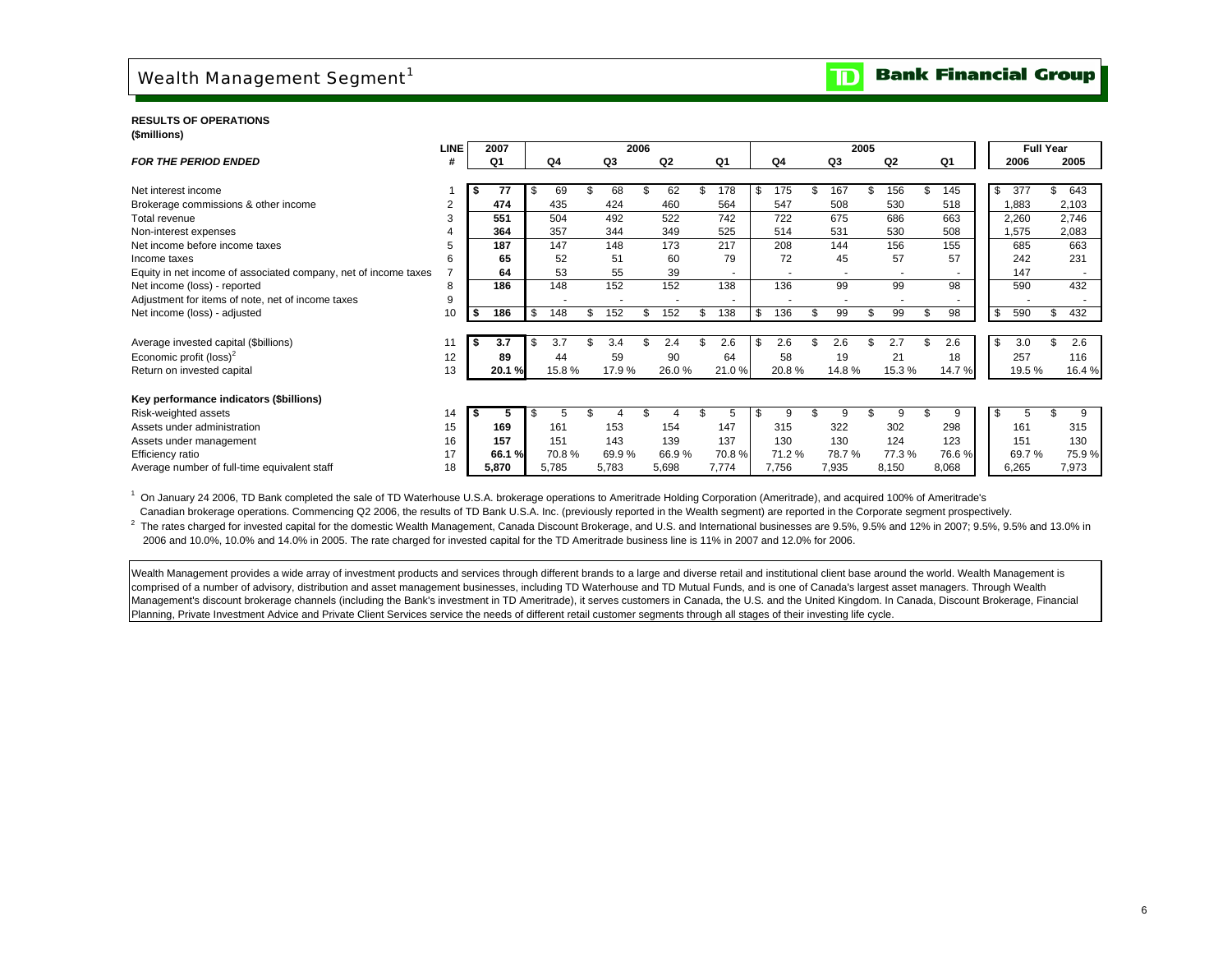# Wealth Management Segment[1]

**TD Bank Financial Group**

**RESULTS OF OPERATIONS**
**($millions)**

| *FOR THE PERIOD ENDED* | LINE # | 2007 Q1 | 2006 Q4 | 2006 Q3 | 2006 Q2 | 2006 Q1 | 2005 Q4 | 2005 Q3 | 2005 Q2 | 2005 Q1 | Full Year 2006 | Full Year 2005 |
|---|---|---|---|---|---|---|---|---|---|---|---|---|
| Net interest income | 1 | **$ 77** | $ 69 | $ 68 | $ 62 | $ 178 | $ 175 | $ 167 | $ 156 | $ 145 | $ 377 | $ 643 |
| Brokerage commissions & other income | 2 | **474** | 435 | 424 | 460 | 564 | 547 | 508 | 530 | 518 | 1,883 | 2,103 |
| Total revenue | 3 | **551** | 504 | 492 | 522 | 742 | 722 | 675 | 686 | 663 | 2,260 | 2,746 |
| Non-interest expenses | 4 | **364** | 357 | 344 | 349 | 525 | 514 | 531 | 530 | 508 | 1,575 | 2,083 |
| Net income before income taxes | 5 | **187** | 147 | 148 | 173 | 217 | 208 | 144 | 156 | 155 | 685 | 663 |
| Income taxes | 6 | **65** | 52 | 51 | 60 | 79 | 72 | 45 | 57 | 57 | 242 | 231 |
| Equity in net income of associated company, net of income taxes | 7 | **64** | 53 | 55 | 39 | - | - | - | - | - | 147 | - |
| Net income (loss) - reported | 8 | **186** | 148 | 152 | 152 | 138 | 136 | 99 | 99 | 98 | 590 | 432 |
| Adjustment for items of note, net of income taxes | 9 | | - | - | - | - | - | - | - | - | - | - |
| Net income (loss) - adjusted | 10 | **$ 186** | $ 148 | $ 152 | $ 152 | $ 138 | $ 136 | $ 99 | $ 99 | $ 98 | $ 590 | $ 432 |
| Average invested capital ($billions) | 11 | **$ 3.7** | $ 3.7 | $ 3.4 | $ 2.4 | $ 2.6 | $ 2.6 | $ 2.6 | $ 2.7 | $ 2.6 | $ 3.0 | $ 2.6 |
| Economic profit (loss)[2] | 12 | **89** | 44 | 59 | 90 | 64 | 58 | 19 | 21 | 18 | 257 | 116 |
| Return on invested capital | 13 | **20.1 %** | 15.8 % | 17.9 % | 26.0 % | 21.0 % | 20.8 % | 14.8 % | 15.3 % | 14.7 % | 19.5 % | 16.4 % |
| **Key performance indicators ($billions)** | | | | | | | | | | | | |
| Risk-weighted assets | 14 | **$ 5** | $ 5 | $ 4 | $ 4 | $ 5 | $ 9 | $ 9 | $ 9 | $ 9 | $ 5 | $ 9 |
| Assets under administration | 15 | **169** | 161 | 153 | 154 | 147 | 315 | 322 | 302 | 298 | 161 | 315 |
| Assets under management | 16 | **157** | 151 | 143 | 139 | 137 | 130 | 130 | 124 | 123 | 151 | 130 |
| Efficiency ratio | 17 | **66.1 %** | 70.8 % | 69.9 % | 66.9 % | 70.8 % | 71.2 % | 78.7 % | 77.3 % | 76.6 % | 69.7 % | 75.9 % |
| Average number of full-time equivalent staff | 18 | **5,870** | 5,785 | 5,783 | 5,698 | 7,774 | 7,756 | 7,935 | 8,150 | 8,068 | 6,265 | 7,973 |

[1] On January 24 2006, TD Bank completed the sale of TD Waterhouse U.S.A. brokerage operations to Ameritrade Holding Corporation (Ameritrade), and acquired 100% of Ameritrade's Canadian brokerage operations. Commencing Q2 2006, the results of TD Bank U.S.A. Inc. (previously reported in the Wealth segment) are reported in the Corporate segment prospectively.

[2] The rates charged for invested capital for the domestic Wealth Management, Canada Discount Brokerage, and U.S. and International businesses are 9.5%, 9.5% and 12% in 2007; 9.5%, 9.5% and 13.0% in 2006 and 10.0%, 10.0% and 14.0% in 2005. The rate charged for invested capital for the TD Ameritrade business line is 11% in 2007 and 12.0% for 2006.

Wealth Management provides a wide array of investment products and services through different brands to a large and diverse retail and institutional client base around the world. Wealth Management is comprised of a number of advisory, distribution and asset management businesses, including TD Waterhouse and TD Mutual Funds, and is one of Canada's largest asset managers. Through Wealth Management's discount brokerage channels (including the Bank's investment in TD Ameritrade), it serves customers in Canada, the U.S. and the United Kingdom. In Canada, Discount Brokerage, Financial Planning, Private Investment Advice and Private Client Services service the needs of different retail customer segments through all stages of their investing life cycle.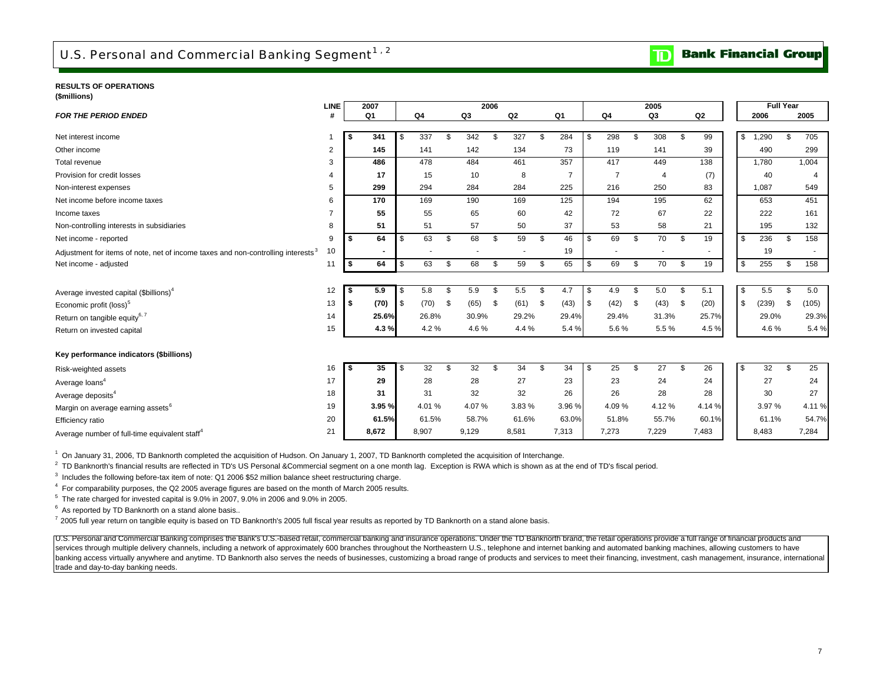# U.S. Personal and Commercial Banking Segment[1, 2]

**RESULTS OF OPERATIONS**
**($millions)**

| *FOR THE PERIOD ENDED* | LINE # | 2007 Q1 | 2006 Q4 | 2006 Q3 | 2006 Q2 | 2006 Q1 | 2005 Q4 | 2005 Q3 | 2005 Q2 | Full Year 2006 | Full Year 2005 |
|---|---|---|---|---|---|---|---|---|---|---|---|
| Net interest income | 1 | **$ 341** | $ 337 | $ 342 | $ 327 | $ 284 | $ 298 | $ 308 | $ 99 | $ 1,290 | $ 705 |
| Other income | 2 | **145** | 141 | 142 | 134 | 73 | 119 | 141 | 39 | 490 | 299 |
| Total revenue | 3 | **486** | 478 | 484 | 461 | 357 | 417 | 449 | 138 | 1,780 | 1,004 |
| Provision for credit losses | 4 | **17** | 15 | 10 | 8 | 7 | 7 | 4 | (7) | 40 | 4 |
| Non-interest expenses | 5 | **299** | 294 | 284 | 284 | 225 | 216 | 250 | 83 | 1,087 | 549 |
| Net income before income taxes | 6 | **170** | 169 | 190 | 169 | 125 | 194 | 195 | 62 | 653 | 451 |
| Income taxes | 7 | **55** | 55 | 65 | 60 | 42 | 72 | 67 | 22 | 222 | 161 |
| Non-controlling interests in subsidiaries | 8 | **51** | 51 | 57 | 50 | 37 | 53 | 58 | 21 | 195 | 132 |
| Net income - reported | 9 | **$ 64** | $ 63 | $ 68 | $ 59 | $ 46 | $ 69 | $ 70 | $ 19 | $ 236 | $ 158 |
| Adjustment for items of note, net of income taxes and non-controlling interests[3] | 10 | **-** | - | - | - | 19 | - | - | - | 19 | - |
| Net income - adjusted | 11 | **$ 64** | $ 63 | $ 68 | $ 59 | $ 65 | $ 69 | $ 70 | $ 19 | $ 255 | $ 158 |
| | | | | | | | | | | | |
| Average invested capital ($billions)[4] | 12 | **$ 5.9** | $ 5.8 | $ 5.9 | $ 5.5 | $ 4.7 | $ 4.9 | $ 5.0 | $ 5.1 | $ 5.5 | $ 5.0 |
| Economic profit (loss)[5] | 13 | **$ (70)** | $ (70) | $ (65) | $ (61) | $ (43) | $ (42) | $ (43) | $ (20) | $ (239) | $ (105) |
| Return on tangible equity[6, 7] | 14 | **25.6%** | 26.8% | 30.9% | 29.2% | 29.4% | 29.4% | 31.3% | 25.7% | 29.0% | 29.3% |
| Return on invested capital | 15 | **4.3 %** | 4.2 % | 4.6 % | 4.4 % | 5.4 % | 5.6 % | 5.5 % | 4.5 % | 4.6 % | 5.4 % |
| **Key performance indicators ($billions)** | | | | | | | | | | | |
| Risk-weighted assets | 16 | **$ 35** | $ 32 | $ 32 | $ 34 | $ 34 | $ 25 | $ 27 | $ 26 | $ 32 | $ 25 |
| Average loans[4] | 17 | **29** | 28 | 28 | 27 | 23 | 23 | 24 | 24 | 27 | 24 |
| Average deposits[4] | 18 | **31** | 31 | 32 | 32 | 26 | 26 | 28 | 28 | 30 | 27 |
| Margin on average earning assets[6] | 19 | **3.95 %** | 4.01 % | 4.07 % | 3.83 % | 3.96 % | 4.09 % | 4.12 % | 4.14 % | 3.97 % | 4.11 % |
| Efficiency ratio | 20 | **61.5%** | 61.5% | 58.7% | 61.6% | 63.0% | 51.8% | 55.7% | 60.1% | 61.1% | 54.7% |
| Average number of full-time equivalent staff[4] | 21 | **8,672** | 8,907 | 9,129 | 8,581 | 7,313 | 7,273 | 7,229 | 7,483 | 8,483 | 7,284 |

[1] On January 31, 2006, TD Banknorth completed the acquisition of Hudson. On January 1, 2007, TD Banknorth completed the acquisition of Interchange.

[2] TD Banknorth's financial results are reflected in TD's US Personal &Commercial segment on a one month lag. Exception is RWA which is shown as at the end of TD's fiscal period.

[3] Includes the following before-tax item of note: Q1 2006 $52 million balance sheet restructuring charge.

[4] For comparability purposes, the Q2 2005 average figures are based on the month of March 2005 results.

[5] The rate charged for invested capital is 9.0% in 2007, 9.0% in 2006 and 9.0% in 2005.

[6] As reported by TD Banknorth on a stand alone basis..

[7] 2005 full year return on tangible equity is based on TD Banknorth's 2005 full fiscal year results as reported by TD Banknorth on a stand alone basis.

U.S. Personal and Commercial Banking comprises the Bank's U.S.-based retail, commercial banking and insurance operations. Under the TD Banknorth brand, the retail operations provide a full range of financial products and services through multiple delivery channels, including a network of approximately 600 branches throughout the Northeastern U.S., telephone and internet banking and automated banking machines, allowing customers to have banking access virtually anywhere and anytime. TD Banknorth also serves the needs of businesses, customizing a broad range of products and services to meet their financing, investment, cash management, insurance, international trade and day-to-day banking needs.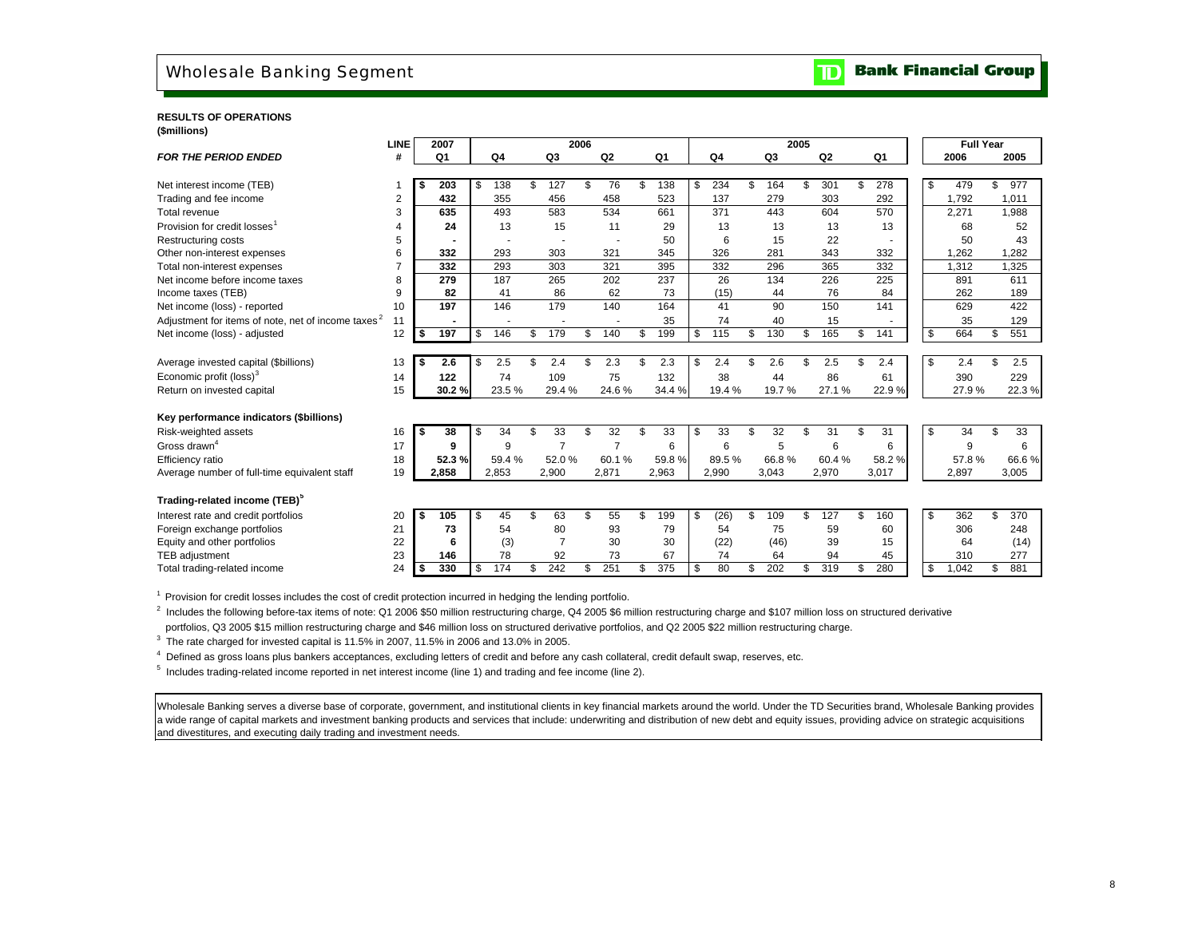# Wholesale Banking Segment

**RESULTS OF OPERATIONS**
**($millions)**

| *FOR THE PERIOD ENDED* | LINE # | 2007 Q1 | 2006 Q4 | 2006 Q3 | 2006 Q2 | 2006 Q1 | 2005 Q4 | 2005 Q3 | 2005 Q2 | 2005 Q1 | Full Year 2006 | Full Year 2005 |
|---|---|---|---|---|---|---|---|---|---|---|---|---|
| Net interest income (TEB) | 1 | **$ 203** | $ 138 | $ 127 | $ 76 | $ 138 | $ 234 | $ 164 | $ 301 | $ 278 | $ 479 | $ 977 |
| Trading and fee income | 2 | **432** | 355 | 456 | 458 | 523 | 137 | 279 | 303 | 292 | 1,792 | 1,011 |
| Total revenue | 3 | **635** | 493 | 583 | 534 | 661 | 371 | 443 | 604 | 570 | 2,271 | 1,988 |
| Provision for credit losses[1] | 4 | **24** | 13 | 15 | 11 | 29 | 13 | 13 | 13 | 13 | 68 | 52 |
| Restructuring costs | 5 | **-** | - | - | - | 50 | 6 | 15 | 22 | - | 50 | 43 |
| Other non-interest expenses | 6 | **332** | 293 | 303 | 321 | 345 | 326 | 281 | 343 | 332 | 1,262 | 1,282 |
| Total non-interest expenses | 7 | **332** | 293 | 303 | 321 | 395 | 332 | 296 | 365 | 332 | 1,312 | 1,325 |
| Net income before income taxes | 8 | **279** | 187 | 265 | 202 | 237 | 26 | 134 | 226 | 225 | 891 | 611 |
| Income taxes (TEB) | 9 | **82** | 41 | 86 | 62 | 73 | (15) | 44 | 76 | 84 | 262 | 189 |
| Net income (loss) - reported | 10 | **197** | 146 | 179 | 140 | 164 | 41 | 90 | 150 | 141 | 629 | 422 |
| Adjustment for items of note, net of income taxes[2] | 11 | **-** | - | - | - | 35 | 74 | 40 | 15 | - | 35 | 129 |
| Net income (loss) - adjusted | 12 | **$ 197** | $ 146 | $ 179 | $ 140 | $ 199 | $ 115 | $ 130 | $ 165 | $ 141 | $ 664 | $ 551 |
| | | | | | | | | | | | | |
| Average invested capital ($billions) | 13 | **$ 2.6** | $ 2.5 | $ 2.4 | $ 2.3 | $ 2.3 | $ 2.4 | $ 2.6 | $ 2.5 | $ 2.4 | $ 2.4 | $ 2.5 |
| Economic profit (loss)[3] | 14 | **122** | 74 | 109 | 75 | 132 | 38 | 44 | 86 | 61 | 390 | 229 |
| Return on invested capital | 15 | **30.2 %** | 23.5 % | 29.4 % | 24.6 % | 34.4 % | 19.4 % | 19.7 % | 27.1 % | 22.9 % | 27.9 % | 22.3 % |
| **Key performance indicators ($billions)** | | | | | | | | | | | | |
| Risk-weighted assets | 16 | **$ 38** | $ 34 | $ 33 | $ 32 | $ 33 | $ 33 | $ 32 | $ 31 | $ 31 | $ 34 | $ 33 |
| Gross drawn[4] | 17 | **9** | 9 | 7 | 7 | 6 | 6 | 5 | 6 | 6 | 9 | 6 |
| Efficiency ratio | 18 | **52.3 %** | 59.4 % | 52.0 % | 60.1 % | 59.8 % | 89.5 % | 66.8 % | 60.4 % | 58.2 % | 57.8 % | 66.6 % |
| Average number of full-time equivalent staff | 19 | **2,858** | 2,853 | 2,900 | 2,871 | 2,963 | 2,990 | 3,043 | 2,970 | 3,017 | 2,897 | 3,005 |
| **Trading-related income (TEB)[5]** | | | | | | | | | | | | |
| Interest rate and credit portfolios | 20 | **$ 105** | $ 45 | $ 63 | $ 55 | $ 199 | $ (26) | $ 109 | $ 127 | $ 160 | $ 362 | $ 370 |
| Foreign exchange portfolios | 21 | **73** | 54 | 80 | 93 | 79 | 54 | 75 | 59 | 60 | 306 | 248 |
| Equity and other portfolios | 22 | **6** | (3) | 7 | 30 | 30 | (22) | (46) | 39 | 15 | 64 | (14) |
| TEB adjustment | 23 | **146** | 78 | 92 | 73 | 67 | 74 | 64 | 94 | 45 | 310 | 277 |
| Total trading-related income | 24 | **$ 330** | $ 174 | $ 242 | $ 251 | $ 375 | $ 80 | $ 202 | $ 319 | $ 280 | $ 1,042 | $ 881 |

[1] Provision for credit losses includes the cost of credit protection incurred in hedging the lending portfolio.

[2] Includes the following before-tax items of note: Q1 2006 $50 million restructuring charge, Q4 2005 $6 million restructuring charge and $107 million loss on structured derivative portfolios, Q3 2005 $15 million restructuring charge and $46 million loss on structured derivative portfolios, and Q2 2005 $22 million restructuring charge.

[3] The rate charged for invested capital is 11.5% in 2007, 11.5% in 2006 and 13.0% in 2005.

[4] Defined as gross loans plus bankers acceptances, excluding letters of credit and before any cash collateral, credit default swap, reserves, etc.

[5] Includes trading-related income reported in net interest income (line 1) and trading and fee income (line 2).

Wholesale Banking serves a diverse base of corporate, government, and institutional clients in key financial markets around the world. Under the TD Securities brand, Wholesale Banking provides a wide range of capital markets and investment banking products and services that include: underwriting and distribution of new debt and equity issues, providing advice on strategic acquisitions and divestitures, and executing daily trading and investment needs.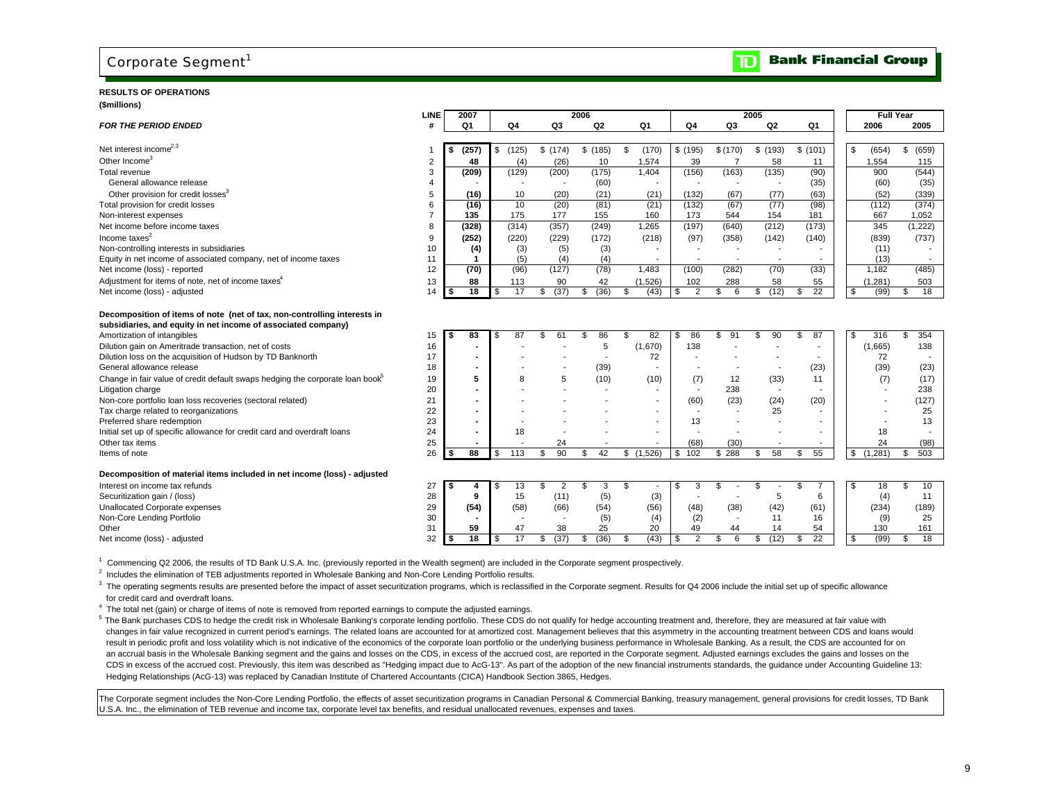# Corporate Segment[1]

**Bank Financial Group**

**RESULTS OF OPERATIONS**

**($millions)**

| *FOR THE PERIOD ENDED* | LINE # | 2007 Q1 | 2006 Q4 | 2006 Q3 | 2006 Q2 | 2006 Q1 | 2005 Q4 | 2005 Q3 | 2005 Q2 | 2005 Q1 | Full Year 2006 | Full Year 2005 |
|---|---|---|---|---|---|---|---|---|---|---|---|---|
| Net interest income[2,3] | 1 | **$ (257)** | $ (125) | $ (174) | $ (185) | $ (170) | $ (195) | $ (170) | $ (193) | $ (101) | $ (654) | $ (659) |
| Other Income[3] | 2 | **48** | (4) | (26) | 10 | 1,574 | 39 | 7 | 58 | 11 | 1,554 | 115 |
| Total revenue | 3 | **(209)** | (129) | (200) | (175) | 1,404 | (156) | (163) | (135) | (90) | 900 | (544) |
| General allowance release | 4 | **-** | - | - | (60) | - | - | - | - | (35) | (60) | (35) |
| Other provision for credit losses[3] | 5 | **(16)** | 10 | (20) | (21) | (21) | (132) | (67) | (77) | (63) | (52) | (339) |
| Total provision for credit losses | 6 | **(16)** | 10 | (20) | (81) | (21) | (132) | (67) | (77) | (98) | (112) | (374) |
| Non-interest expenses | 7 | **135** | 175 | 177 | 155 | 160 | 173 | 544 | 154 | 181 | 667 | 1,052 |
| Net income before income taxes | 8 | **(328)** | (314) | (357) | (249) | 1,265 | (197) | (640) | (212) | (173) | 345 | (1,222) |
| Income taxes[2] | 9 | **(252)** | (220) | (229) | (172) | (218) | (97) | (358) | (142) | (140) | (839) | (737) |
| Non-controlling interests in subsidiaries | 10 | **(4)** | (3) | (5) | (3) | - | - | - | - | - | (11) | - |
| Equity in net income of associated company, net of income taxes | 11 | **1** | (5) | (4) | (4) | - | - | - | - | - | (13) | - |
| Net income (loss) - reported | 12 | **(70)** | (96) | (127) | (78) | 1,483 | (100) | (282) | (70) | (33) | 1,182 | (485) |
| Adjustment for items of note, net of income taxes[4] | 13 | **88** | 113 | 90 | 42 | (1,526) | 102 | 288 | 58 | 55 | (1,281) | 503 |
| Net income (loss) - adjusted | 14 | **$ 18** | $ 17 | $ (37) | $ (36) | $ (43) | $ 2 | $ 6 | $ (12) | $ 22 | $ (99) | $ 18 |
| **Decomposition of items of note (net of tax, non-controlling interests in subsidiaries, and equity in net income of associated company)** | | | | | | | | | | | | |
| Amortization of intangibles | 15 | **$ 83** | $ 87 | $ 61 | $ 86 | $ 82 | $ 86 | $ 91 | $ 90 | $ 87 | $ 316 | $ 354 |
| Dilution gain on Ameritrade transaction, net of costs | 16 | **-** | - | - | 5 | (1,670) | 138 | - | - | - | (1,665) | 138 |
| Dilution loss on the acquisition of Hudson by TD Banknorth | 17 | **-** | - | - | - | 72 | - | - | - | - | 72 | - |
| General allowance release | 18 | **-** | - | - | (39) | - | - | - | - | (23) | (39) | (23) |
| Change in fair value of credit default swaps hedging the corporate loan book[5] | 19 | **5** | 8 | 5 | (10) | (10) | (7) | 12 | (33) | 11 | (7) | (17) |
| Litigation charge | 20 | **-** | - | - | - | - | - | 238 | - | - | - | 238 |
| Non-core portfolio loan loss recoveries (sectoral related) | 21 | **-** | - | - | - | - | (60) | (23) | (24) | (20) | - | (127) |
| Tax charge related to reorganizations | 22 | **-** | - | - | - | - | - | - | 25 | - | - | 25 |
| Preferred share redemption | 23 | **-** | - | - | - | - | 13 | - | - | - | - | 13 |
| Initial set up of specific allowance for credit card and overdraft loans | 24 | **-** | 18 | - | - | - | - | - | - | - | 18 | - |
| Other tax items | 25 | **-** | - | 24 | - | - | (68) | (30) | - | - | 24 | (98) |
| Items of note | 26 | **$ 88** | $ 113 | $ 90 | $ 42 | $ (1,526) | $ 102 | $ 288 | $ 58 | $ 55 | $ (1,281) | $ 503 |
| **Decomposition of material items included in net income (loss) - adjusted** | | | | | | | | | | | | |
| Interest on income tax refunds | 27 | **$ 4** | $ 13 | $ 2 | $ 3 | $ - | $ 3 | $ - | $ - | $ 7 | $ 18 | $ 10 |
| Securitization gain / (loss) | 28 | **9** | 15 | (11) | (5) | (3) | - | - | 5 | 6 | (4) | 11 |
| Unallocated Corporate expenses | 29 | **(54)** | (58) | (66) | (54) | (56) | (48) | (38) | (42) | (61) | (234) | (189) |
| Non-Core Lending Portfolio | 30 | **-** | - | - | (5) | (4) | (2) | - | 11 | 16 | (9) | 25 |
| Other | 31 | **59** | 47 | 38 | 25 | 20 | 49 | 44 | 14 | 54 | 130 | 161 |
| Net income (loss) - adjusted | 32 | **$ 18** | $ 17 | $ (37) | $ (36) | $ (43) | $ 2 | $ 6 | $ (12) | $ 22 | $ (99) | $ 18 |

[1] Commencing Q2 2006, the results of TD Bank U.S.A. Inc. (previously reported in the Wealth segment) are included in the Corporate segment prospectively.

[2] Includes the elimination of TEB adjustments reported in Wholesale Banking and Non-Core Lending Portfolio results.

[3] The operating segments results are presented before the impact of asset securitization programs, which is reclassified in the Corporate segment. Results for Q4 2006 include the initial set up of specific allowance for credit card and overdraft loans.

[4] The total net (gain) or charge of items of note is removed from reported earnings to compute the adjusted earnings.

[5] The Bank purchases CDS to hedge the credit risk in Wholesale Banking's corporate lending portfolio. These CDS do not qualify for hedge accounting treatment and, therefore, they are measured at fair value with changes in fair value recognized in current period's earnings. The related loans are accounted for at amortized cost. Management believes that this asymmetry in the accounting treatment between CDS and loans would result in periodic profit and loss volatility which is not indicative of the economics of the corporate loan portfolio or the underlying business performance in Wholesale Banking. As a result, the CDS are accounted for on an accrual basis in the Wholesale Banking segment and the gains and losses on the CDS, in excess of the accrued cost, are reported in the Corporate segment. Adjusted earnings excludes the gains and losses on the CDS in excess of the accrued cost. Previously, this item was described as "Hedging impact due to AcG-13". As part of the adoption of the new financial instruments standards, the guidance under Accounting Guideline 13: Hedging Relationships (AcG-13) was replaced by Canadian Institute of Chartered Accountants (CICA) Handbook Section 3865, Hedges.

The Corporate segment includes the Non-Core Lending Portfolio, the effects of asset securitization programs in Canadian Personal & Commercial Banking, treasury management, general provisions for credit losses, TD Bank U.S.A. Inc., the elimination of TEB revenue and income tax, corporate level tax benefits, and residual unallocated revenues, expenses and taxes.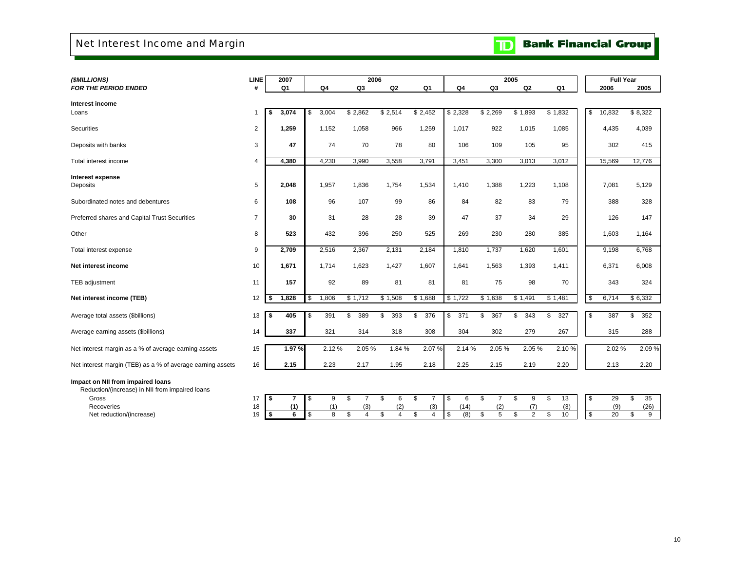# Net Interest Income and Margin

| ($MILLIONS) FOR THE PERIOD ENDED | LINE # | 2007 Q1 | 2006 Q4 | 2006 Q3 | 2006 Q2 | 2006 Q1 | 2005 Q4 | 2005 Q3 | 2005 Q2 | 2005 Q1 | Full Year 2006 | Full Year 2005 |
|---|---|---|---|---|---|---|---|---|---|---|---|---|
| **Interest income** | | | | | | | | | | | | |
| Loans | 1 | **$ 3,074** | $ 3,004 | $ 2,862 | $ 2,514 | $ 2,452 | $ 2,328 | $ 2,269 | $ 1,893 | $ 1,832 | $ 10,832 | $ 8,322 |
| Securities | 2 | **1,259** | 1,152 | 1,058 | 966 | 1,259 | 1,017 | 922 | 1,015 | 1,085 | 4,435 | 4,039 |
| Deposits with banks | 3 | **47** | 74 | 70 | 78 | 80 | 106 | 109 | 105 | 95 | 302 | 415 |
| Total interest income | 4 | **4,380** | 4,230 | 3,990 | 3,558 | 3,791 | 3,451 | 3,300 | 3,013 | 3,012 | 15,569 | 12,776 |
| **Interest expense** | | | | | | | | | | | | |
| Deposits | 5 | **2,048** | 1,957 | 1,836 | 1,754 | 1,534 | 1,410 | 1,388 | 1,223 | 1,108 | 7,081 | 5,129 |
| Subordinated notes and debentures | 6 | **108** | 96 | 107 | 99 | 86 | 84 | 82 | 83 | 79 | 388 | 328 |
| Preferred shares and Capital Trust Securities | 7 | **30** | 31 | 28 | 28 | 39 | 47 | 37 | 34 | 29 | 126 | 147 |
| Other | 8 | **523** | 432 | 396 | 250 | 525 | 269 | 230 | 280 | 385 | 1,603 | 1,164 |
| Total interest expense | 9 | **2,709** | 2,516 | 2,367 | 2,131 | 2,184 | 1,810 | 1,737 | 1,620 | 1,601 | 9,198 | 6,768 |
| **Net interest income** | 10 | **1,671** | 1,714 | 1,623 | 1,427 | 1,607 | 1,641 | 1,563 | 1,393 | 1,411 | 6,371 | 6,008 |
| TEB adjustment | 11 | **157** | 92 | 89 | 81 | 81 | 81 | 75 | 98 | 70 | 343 | 324 |
| **Net interest income (TEB)** | 12 | **$ 1,828** | $ 1,806 | $ 1,712 | $ 1,508 | $ 1,688 | $ 1,722 | $ 1,638 | $ 1,491 | $ 1,481 | $ 6,714 | $ 6,332 |
| Average total assets ($billions) | 13 | **$ 405** | $ 391 | $ 389 | $ 393 | $ 376 | $ 371 | $ 367 | $ 343 | $ 327 | $ 387 | $ 352 |
| Average earning assets ($billions) | 14 | **337** | 321 | 314 | 318 | 308 | 304 | 302 | 279 | 267 | 315 | 288 |
| Net interest margin as a % of average earning assets | 15 | **1.97 %** | 2.12 % | 2.05 % | 1.84 % | 2.07 % | 2.14 % | 2.05 % | 2.05 % | 2.10 % | 2.02 % | 2.09 % |
| Net interest margin (TEB) as a % of average earning assets | 16 | **2.15** | 2.23 | 2.17 | 1.95 | 2.18 | 2.25 | 2.15 | 2.19 | 2.20 | 2.13 | 2.20 |
| **Impact on NII from impaired loans** | | | | | | | | | | | | |
| Reduction/(increase) in NII from impaired loans | | | | | | | | | | | | |
| Gross | 17 | **$ 7** | $ 9 | $ 7 | $ 6 | $ 7 | $ 6 | $ 7 | $ 9 | $ 13 | $ 29 | $ 35 |
| Recoveries | 18 | **(1)** | (1) | (3) | (2) | (3) | (14) | (2) | (7) | (3) | (9) | (26) |
| Net reduction/(increase) | 19 | **$ 6** | $ 8 | $ 4 | $ 4 | $ 4 | $ (8) | $ 5 | $ 2 | $ 10 | $ 20 | $ 9 |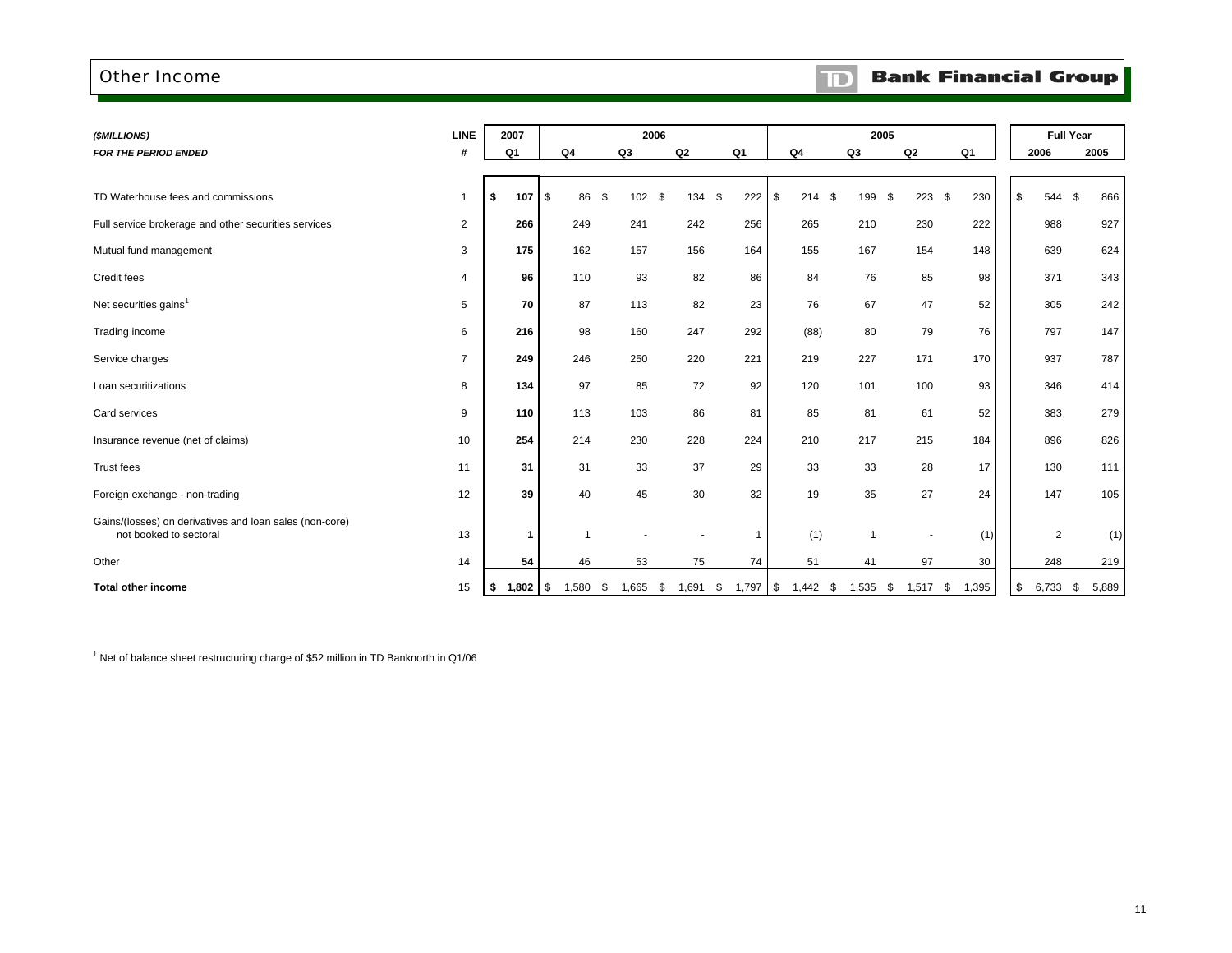# Other Income

TD Bank Financial Group

| ($MILLIONS) | LINE | 2007 | 2006 | | | | 2005 | | | | Full Year | |
|---|---|---|---|---|---|---|---|---|---|---|---|---|
| FOR THE PERIOD ENDED | # | Q1 | Q4 | Q3 | Q2 | Q1 | Q4 | Q3 | Q2 | Q1 | 2006 | 2005 |
| TD Waterhouse fees and commissions | 1 | $ 107 | $ 86 | $ 102 | $ 134 | $ 222 | $ 214 | $ 199 | $ 223 | $ 230 | $ 544 | $ 866 |
| Full service brokerage and other securities services | 2 | 266 | 249 | 241 | 242 | 256 | 265 | 210 | 230 | 222 | 988 | 927 |
| Mutual fund management | 3 | 175 | 162 | 157 | 156 | 164 | 155 | 167 | 154 | 148 | 639 | 624 |
| Credit fees | 4 | 96 | 110 | 93 | 82 | 86 | 84 | 76 | 85 | 98 | 371 | 343 |
| Net securities gains[1] | 5 | 70 | 87 | 113 | 82 | 23 | 76 | 67 | 47 | 52 | 305 | 242 |
| Trading income | 6 | 216 | 98 | 160 | 247 | 292 | (88) | 80 | 79 | 76 | 797 | 147 |
| Service charges | 7 | 249 | 246 | 250 | 220 | 221 | 219 | 227 | 171 | 170 | 937 | 787 |
| Loan securitizations | 8 | 134 | 97 | 85 | 72 | 92 | 120 | 101 | 100 | 93 | 346 | 414 |
| Card services | 9 | 110 | 113 | 103 | 86 | 81 | 85 | 81 | 61 | 52 | 383 | 279 |
| Insurance revenue (net of claims) | 10 | 254 | 214 | 230 | 228 | 224 | 210 | 217 | 215 | 184 | 896 | 826 |
| Trust fees | 11 | 31 | 31 | 33 | 37 | 29 | 33 | 33 | 28 | 17 | 130 | 111 |
| Foreign exchange - non-trading | 12 | 39 | 40 | 45 | 30 | 32 | 19 | 35 | 27 | 24 | 147 | 105 |
| Gains/(losses) on derivatives and loan sales (non-core) not booked to sectoral | 13 | 1 | 1 | - | - | 1 | (1) | 1 | - | (1) | 2 | (1) |
| Other | 14 | 54 | 46 | 53 | 75 | 74 | 51 | 41 | 97 | 30 | 248 | 219 |
| **Total other income** | 15 | $ 1,802 | $ 1,580 | $ 1,665 | $ 1,691 | $ 1,797 | $ 1,442 | $ 1,535 | $ 1,517 | $ 1,395 | $ 6,733 | $ 5,889 |

[1] Net of balance sheet restructuring charge of $52 million in TD Banknorth in Q1/06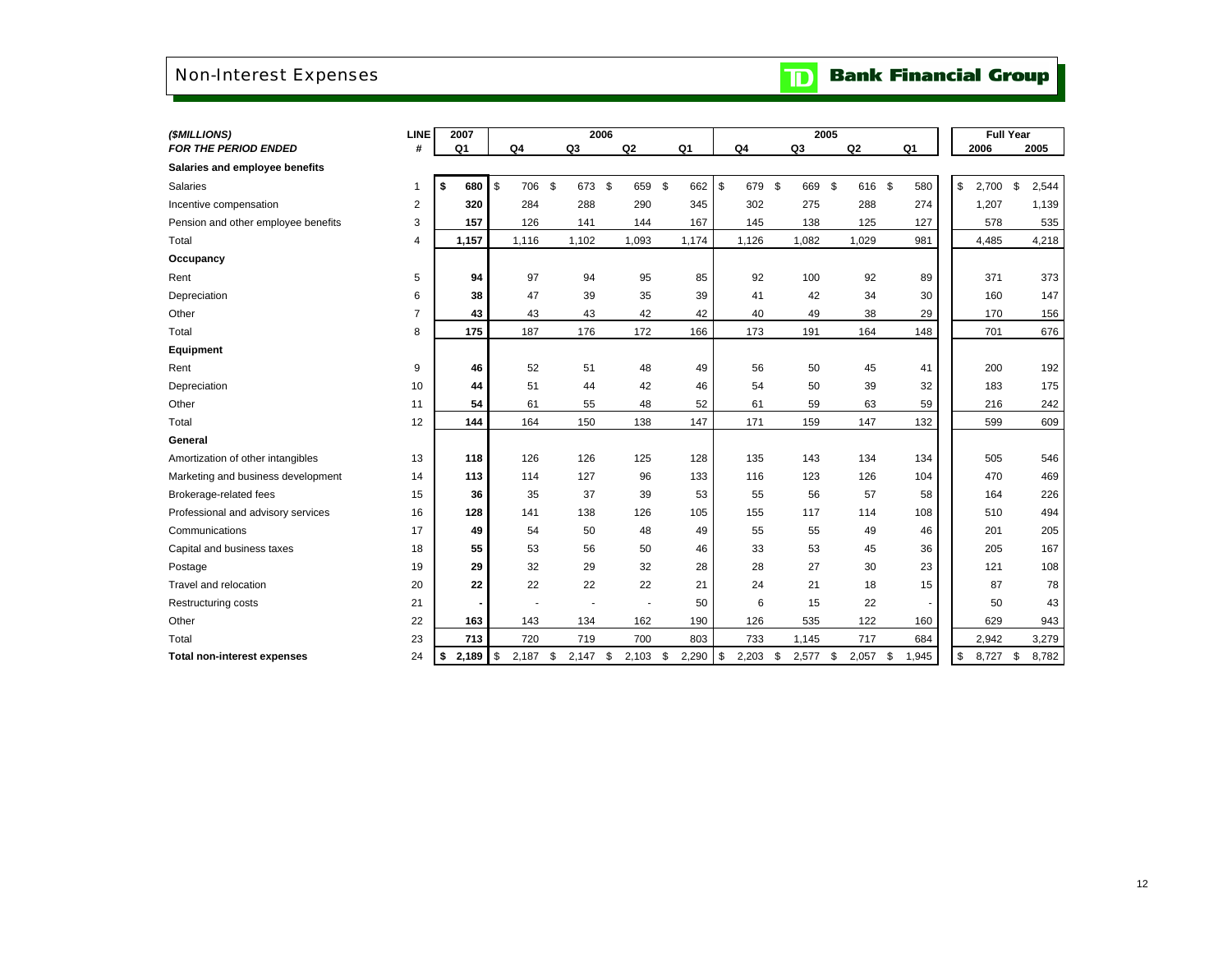# Non-Interest Expenses

**TD Bank Financial Group**

| ($MILLIONS) FOR THE PERIOD ENDED | LINE # | 2007 Q1 | 2006 Q4 | 2006 Q3 | 2006 Q2 | 2006 Q1 | 2005 Q4 | 2005 Q3 | 2005 Q2 | 2005 Q1 | Full Year 2006 | Full Year 2005 |
|---|---|---|---|---|---|---|---|---|---|---|---|---|
| **Salaries and employee benefits** | | | | | | | | | | | | |
| Salaries | 1 | **$ 680** | $ 706 | $ 673 | $ 659 | $ 662 | $ 679 | $ 669 | $ 616 | $ 580 | $ 2,700 | $ 2,544 |
| Incentive compensation | 2 | **320** | 284 | 288 | 290 | 345 | 302 | 275 | 288 | 274 | 1,207 | 1,139 |
| Pension and other employee benefits | 3 | **157** | 126 | 141 | 144 | 167 | 145 | 138 | 125 | 127 | 578 | 535 |
| Total | 4 | **1,157** | 1,116 | 1,102 | 1,093 | 1,174 | 1,126 | 1,082 | 1,029 | 981 | 4,485 | 4,218 |
| **Occupancy** | | | | | | | | | | | | |
| Rent | 5 | **94** | 97 | 94 | 95 | 85 | 92 | 100 | 92 | 89 | 371 | 373 |
| Depreciation | 6 | **38** | 47 | 39 | 35 | 39 | 41 | 42 | 34 | 30 | 160 | 147 |
| Other | 7 | **43** | 43 | 43 | 42 | 42 | 40 | 49 | 38 | 29 | 170 | 156 |
| Total | 8 | **175** | 187 | 176 | 172 | 166 | 173 | 191 | 164 | 148 | 701 | 676 |
| **Equipment** | | | | | | | | | | | | |
| Rent | 9 | **46** | 52 | 51 | 48 | 49 | 56 | 50 | 45 | 41 | 200 | 192 |
| Depreciation | 10 | **44** | 51 | 44 | 42 | 46 | 54 | 50 | 39 | 32 | 183 | 175 |
| Other | 11 | **54** | 61 | 55 | 48 | 52 | 61 | 59 | 63 | 59 | 216 | 242 |
| Total | 12 | **144** | 164 | 150 | 138 | 147 | 171 | 159 | 147 | 132 | 599 | 609 |
| **General** | | | | | | | | | | | | |
| Amortization of other intangibles | 13 | **118** | 126 | 126 | 125 | 128 | 135 | 143 | 134 | 134 | 505 | 546 |
| Marketing and business development | 14 | **113** | 114 | 127 | 96 | 133 | 116 | 123 | 126 | 104 | 470 | 469 |
| Brokerage-related fees | 15 | **36** | 35 | 37 | 39 | 53 | 55 | 56 | 57 | 58 | 164 | 226 |
| Professional and advisory services | 16 | **128** | 141 | 138 | 126 | 105 | 155 | 117 | 114 | 108 | 510 | 494 |
| Communications | 17 | **49** | 54 | 50 | 48 | 49 | 55 | 55 | 49 | 46 | 201 | 205 |
| Capital and business taxes | 18 | **55** | 53 | 56 | 50 | 46 | 33 | 53 | 45 | 36 | 205 | 167 |
| Postage | 19 | **29** | 32 | 29 | 32 | 28 | 28 | 27 | 30 | 23 | 121 | 108 |
| Travel and relocation | 20 | **22** | 22 | 22 | 22 | 21 | 24 | 21 | 18 | 15 | 87 | 78 |
| Restructuring costs | 21 | **-** | - | - | - | 50 | 6 | 15 | 22 | - | 50 | 43 |
| Other | 22 | **163** | 143 | 134 | 162 | 190 | 126 | 535 | 122 | 160 | 629 | 943 |
| Total | 23 | **713** | 720 | 719 | 700 | 803 | 733 | 1,145 | 717 | 684 | 2,942 | 3,279 |
| **Total non-interest expenses** | 24 | **$ 2,189** | $ 2,187 | $ 2,147 | $ 2,103 | $ 2,290 | $ 2,203 | $ 2,577 | $ 2,057 | $ 1,945 | $ 8,727 | $ 8,782 |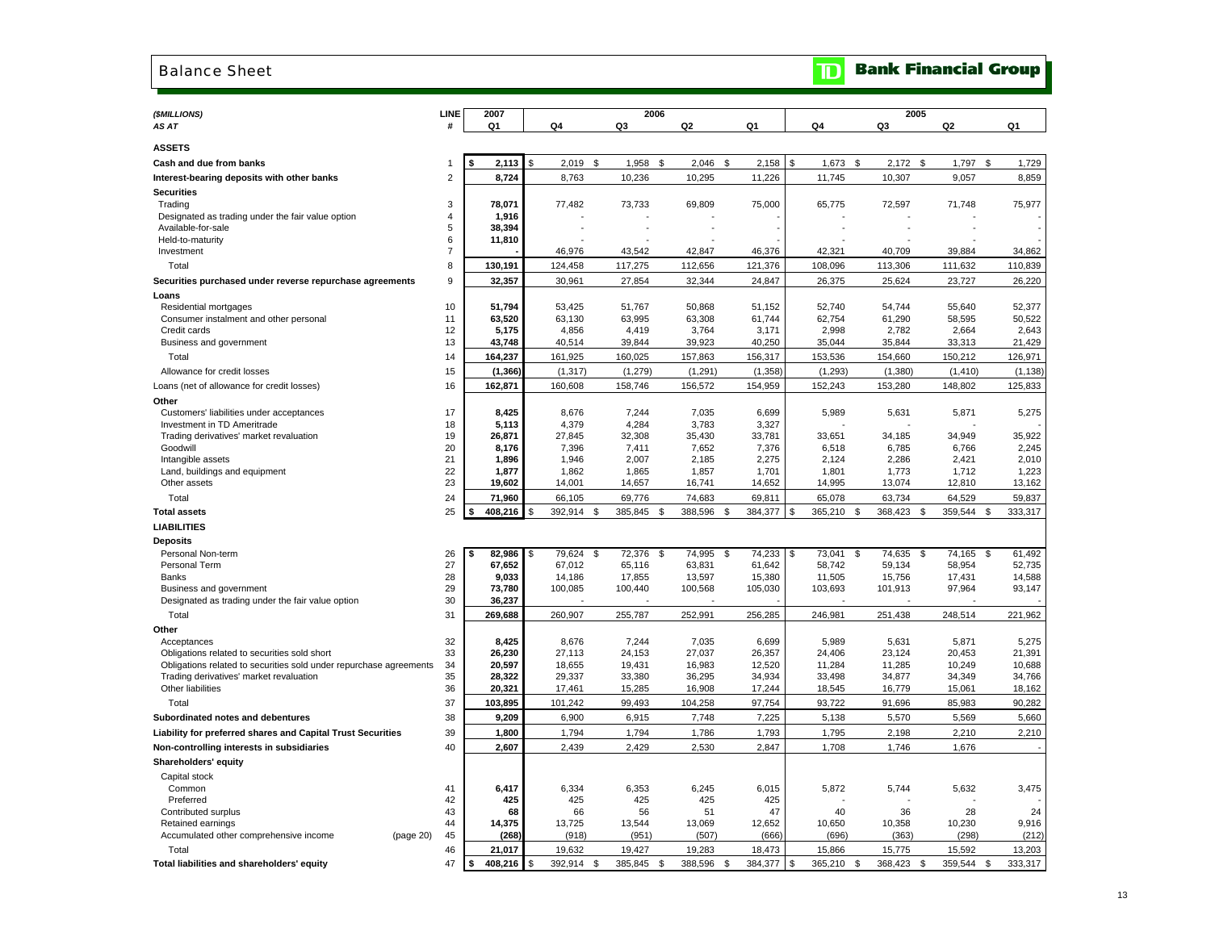## Balance Sheet

**TD Bank Financial Group**

| ($MILLIONS) AS AT | LINE # | 2007 Q1 | 2006 Q4 | 2006 Q3 | 2006 Q2 | 2006 Q1 | 2005 Q4 | 2005 Q3 | 2005 Q2 | 2005 Q1 |
|---|---|---|---|---|---|---|---|---|---|---|
| **ASSETS** | | | | | | | | | | |
| **Cash and due from banks** | 1 | **$ 2,113** | $ 2,019 | $ 1,958 | $ 2,046 | $ 2,158 | $ 1,673 | $ 2,172 | $ 1,797 | $ 1,729 |
| **Interest-bearing deposits with other banks** | 2 | **8,724** | 8,763 | 10,236 | 10,295 | 11,226 | 11,745 | 10,307 | 9,057 | 8,859 |
| **Securities** | | | | | | | | | | |
| Trading | 3 | **78,071** | 77,482 | 73,733 | 69,809 | 75,000 | 65,775 | 72,597 | 71,748 | 75,977 |
| Designated as trading under the fair value option | 4 | **1,916** | - | - | - | - | - | - | - | - |
| Available-for-sale | 5 | **38,394** | - | - | - | - | - | - | - | - |
| Held-to-maturity | 6 | **11,810** | - | - | - | - | - | - | - | - |
| Investment | 7 | **-** | 46,976 | 43,542 | 42,847 | 46,376 | 42,321 | 40,709 | 39,884 | 34,862 |
| Total | 8 | **130,191** | 124,458 | 117,275 | 112,656 | 121,376 | 108,096 | 113,306 | 111,632 | 110,839 |
| **Securities purchased under reverse repurchase agreements** | 9 | **32,357** | 30,961 | 27,854 | 32,344 | 24,847 | 26,375 | 25,624 | 23,727 | 26,220 |
| **Loans** | | | | | | | | | | |
| Residential mortgages | 10 | **51,794** | 53,425 | 51,767 | 50,868 | 51,152 | 52,740 | 54,744 | 55,640 | 52,377 |
| Consumer instalment and other personal | 11 | **63,520** | 63,130 | 63,995 | 63,308 | 61,744 | 62,754 | 61,290 | 58,595 | 50,522 |
| Credit cards | 12 | **5,175** | 4,856 | 4,419 | 3,764 | 3,171 | 2,998 | 2,782 | 2,664 | 2,643 |
| Business and government | 13 | **43,748** | 40,514 | 39,844 | 39,923 | 40,250 | 35,044 | 35,844 | 33,313 | 21,429 |
| Total | 14 | **164,237** | 161,925 | 160,025 | 157,863 | 156,317 | 153,536 | 154,660 | 150,212 | 126,971 |
| Allowance for credit losses | 15 | **(1,366)** | (1,317) | (1,279) | (1,291) | (1,358) | (1,293) | (1,380) | (1,410) | (1,138) |
| Loans (net of allowance for credit losses) | 16 | **162,871** | 160,608 | 158,746 | 156,572 | 154,959 | 152,243 | 153,280 | 148,802 | 125,833 |
| **Other** | | | | | | | | | | |
| Customers' liabilities under acceptances | 17 | **8,425** | 8,676 | 7,244 | 7,035 | 6,699 | 5,989 | 5,631 | 5,871 | 5,275 |
| Investment in TD Ameritrade | 18 | **5,113** | 4,379 | 4,284 | 3,783 | 3,327 | - | - | - | - |
| Trading derivatives' market revaluation | 19 | **26,871** | 27,845 | 32,308 | 35,430 | 33,781 | 33,651 | 34,185 | 34,949 | 35,922 |
| Goodwill | 20 | **8,176** | 7,396 | 7,411 | 7,652 | 7,376 | 6,518 | 6,785 | 6,766 | 2,245 |
| Intangible assets | 21 | **1,896** | 1,946 | 2,007 | 2,185 | 2,275 | 2,124 | 2,286 | 2,421 | 2,010 |
| Land, buildings and equipment | 22 | **1,877** | 1,862 | 1,865 | 1,857 | 1,701 | 1,801 | 1,773 | 1,712 | 1,223 |
| Other assets | 23 | **19,602** | 14,001 | 14,657 | 16,741 | 14,652 | 14,995 | 13,074 | 12,810 | 13,162 |
| Total | 24 | **71,960** | 66,105 | 69,776 | 74,683 | 69,811 | 65,078 | 63,734 | 64,529 | 59,837 |
| **Total assets** | 25 | **$ 408,216** | $ 392,914 | $ 385,845 | $ 388,596 | $ 384,377 | $ 365,210 | $ 368,423 | $ 359,544 | $ 333,317 |
| **LIABILITIES** | | | | | | | | | | |
| **Deposits** | | | | | | | | | | |
| Personal Non-term | 26 | **$ 82,986** | $ 79,624 | $ 72,376 | $ 74,995 | $ 74,233 | $ 73,041 | $ 74,635 | $ 74,165 | $ 61,492 |
| Personal Term | 27 | **67,652** | 67,012 | 65,116 | 63,831 | 61,642 | 58,742 | 59,134 | 58,954 | 52,735 |
| Banks | 28 | **9,033** | 14,186 | 17,855 | 13,597 | 15,380 | 11,505 | 15,756 | 17,431 | 14,588 |
| Business and government | 29 | **73,780** | 100,085 | 100,440 | 100,568 | 105,030 | 103,693 | 101,913 | 97,964 | 93,147 |
| Designated as trading under the fair value option | 30 | **36,237** | - | - | - | - | - | - | - | - |
| Total | 31 | **269,688** | 260,907 | 255,787 | 252,991 | 256,285 | 246,981 | 251,438 | 248,514 | 221,962 |
| **Other** | | | | | | | | | | |
| Acceptances | 32 | **8,425** | 8,676 | 7,244 | 7,035 | 6,699 | 5,989 | 5,631 | 5,871 | 5,275 |
| Obligations related to securities sold short | 33 | **26,230** | 27,113 | 24,153 | 27,037 | 26,357 | 24,406 | 23,124 | 20,453 | 21,391 |
| Obligations related to securities sold under repurchase agreements | 34 | **20,597** | 18,655 | 19,431 | 16,983 | 12,520 | 11,284 | 11,285 | 10,249 | 10,688 |
| Trading derivatives' market revaluation | 35 | **28,322** | 29,337 | 33,380 | 36,295 | 34,934 | 33,498 | 34,877 | 34,349 | 34,766 |
| Other liabilities | 36 | **20,321** | 17,461 | 15,285 | 16,908 | 17,244 | 18,545 | 16,779 | 15,061 | 18,162 |
| Total | 37 | **103,895** | 101,242 | 99,493 | 104,258 | 97,754 | 93,722 | 91,696 | 85,983 | 90,282 |
| **Subordinated notes and debentures** | 38 | **9,209** | 6,900 | 6,915 | 7,748 | 7,225 | 5,138 | 5,570 | 5,569 | 5,660 |
| **Liability for preferred shares and Capital Trust Securities** | 39 | **1,800** | 1,794 | 1,794 | 1,786 | 1,793 | 1,795 | 2,198 | 2,210 | 2,210 |
| **Non-controlling interests in subsidiaries** | 40 | **2,607** | 2,439 | 2,429 | 2,530 | 2,847 | 1,708 | 1,746 | 1,676 | - |
| **Shareholders' equity** | | | | | | | | | | |
| Capital stock | | | | | | | | | | |
| Common | 41 | **6,417** | 6,334 | 6,353 | 6,245 | 6,015 | 5,872 | 5,744 | 5,632 | 3,475 |
| Preferred | 42 | **425** | 425 | 425 | 425 | 425 | - | - | - | - |
| Contributed surplus | 43 | **68** | 66 | 56 | 51 | 47 | 40 | 36 | 28 | 24 |
| Retained earnings | 44 | **14,375** | 13,725 | 13,544 | 13,069 | 12,652 | 10,650 | 10,358 | 10,230 | 9,916 |
| Accumulated other comprehensive income (page 20) | 45 | **(268)** | (918) | (951) | (507) | (666) | (696) | (363) | (298) | (212) |
| Total | 46 | **21,017** | 19,632 | 19,427 | 19,283 | 18,473 | 15,866 | 15,775 | 15,592 | 13,203 |
| **Total liabilities and shareholders' equity** | 47 | **$ 408,216** | $ 392,914 | $ 385,845 | $ 388,596 | $ 384,377 | $ 365,210 | $ 368,423 | $ 359,544 | $ 333,317 |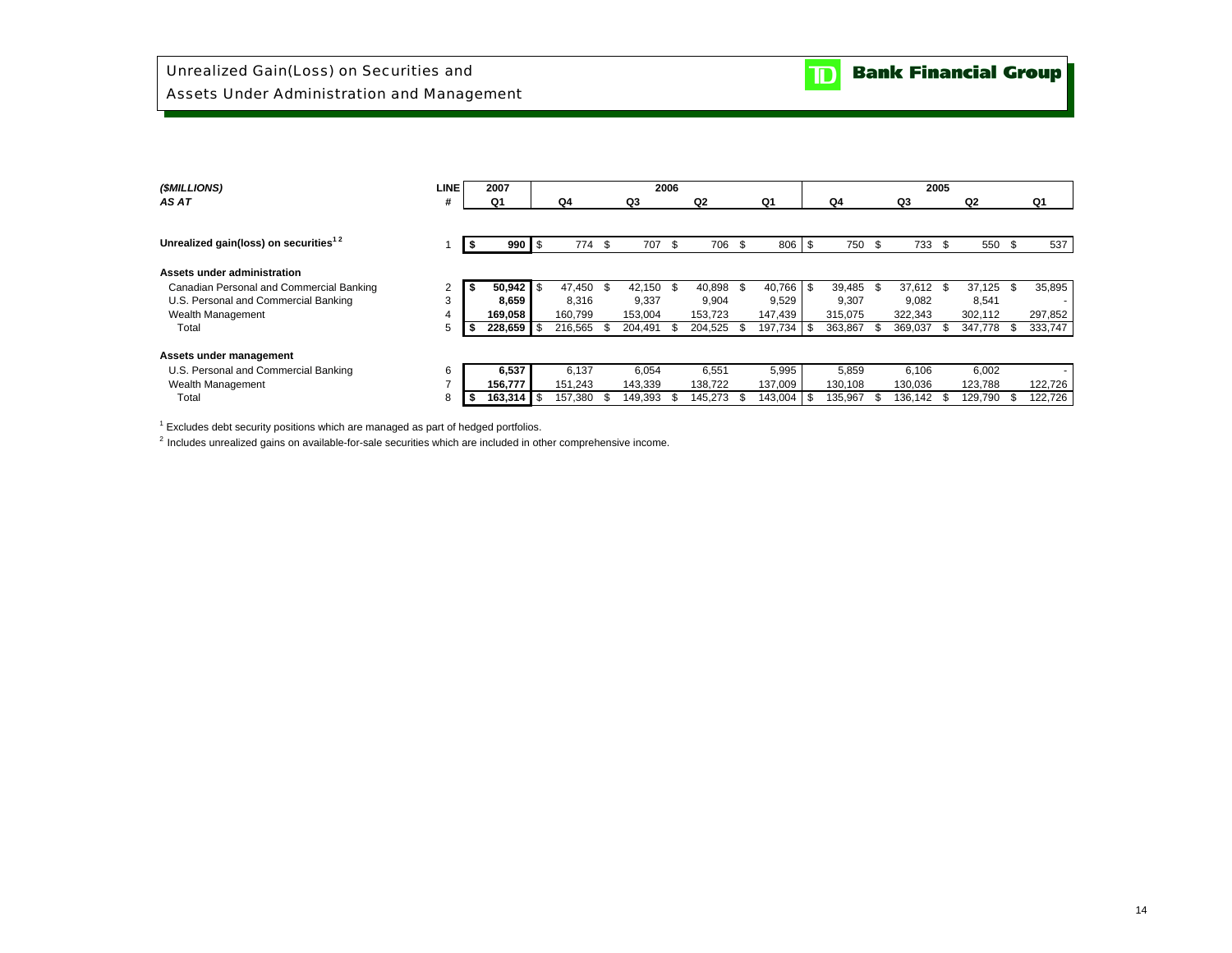# Unrealized Gain(Loss) on Securities and Assets Under Administration and Management

**TD Bank Financial Group**

| *($MILLIONS)* *AS AT* | LINE # | 2007 Q1 | 2006 Q4 | 2006 Q3 | 2006 Q2 | 2006 Q1 | 2005 Q4 | 2005 Q3 | 2005 Q2 | 2005 Q1 |
|---|---|---|---|---|---|---|---|---|---|---|
| **Unrealized gain(loss) on securities[1,2]** | 1 | **$ 990** | $ 774 | $ 707 | $ 706 | $ 806 | $ 750 | $ 733 | $ 550 | $ 537 |
| **Assets under administration** | | | | | | | | | | |
| Canadian Personal and Commercial Banking | 2 | **$ 50,942** | $ 47,450 | $ 42,150 | $ 40,898 | $ 40,766 | $ 39,485 | $ 37,612 | $ 37,125 | $ 35,895 |
| U.S. Personal and Commercial Banking | 3 | **8,659** | 8,316 | 9,337 | 9,904 | 9,529 | 9,307 | 9,082 | 8,541 | - |
| Wealth Management | 4 | **169,058** | 160,799 | 153,004 | 153,723 | 147,439 | 315,075 | 322,343 | 302,112 | 297,852 |
| Total | 5 | **$ 228,659** | $ 216,565 | $ 204,491 | $ 204,525 | $ 197,734 | $ 363,867 | $ 369,037 | $ 347,778 | $ 333,747 |
| **Assets under management** | | | | | | | | | | |
| U.S. Personal and Commercial Banking | 6 | **6,537** | 6,137 | 6,054 | 6,551 | 5,995 | 5,859 | 6,106 | 6,002 | - |
| Wealth Management | 7 | **156,777** | 151,243 | 143,339 | 138,722 | 137,009 | 130,108 | 130,036 | 123,788 | 122,726 |
| Total | 8 | **$ 163,314** | $ 157,380 | $ 149,393 | $ 145,273 | $ 143,004 | $ 135,967 | $ 136,142 | $ 129,790 | $ 122,726 |

[1] Excludes debt security positions which are managed as part of hedged portfolios.

[2] Includes unrealized gains on available-for-sale securities which are included in other comprehensive income.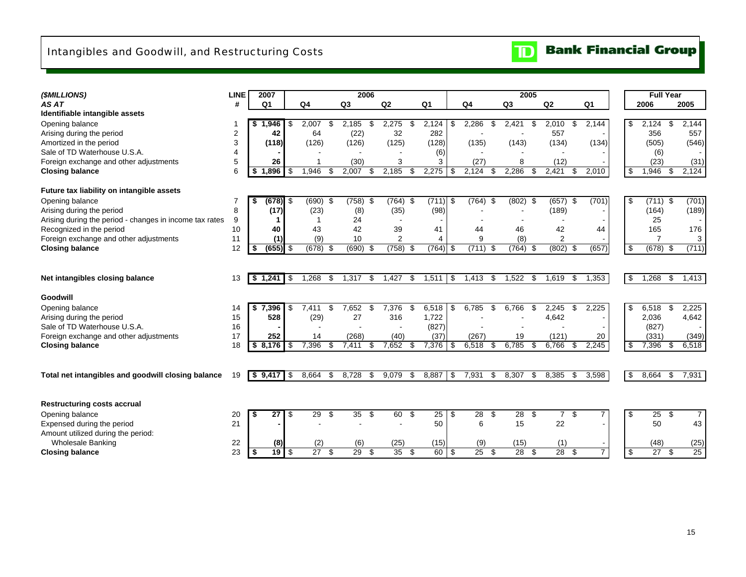# Intangibles and Goodwill, and Restructuring Costs

TD Bank Financial Group

| ($MILLIONS) | LINE | 2007 | 2006 | | | | 2005 | | | | Full Year | |
|---|---|---|---|---|---|---|---|---|---|---|---|---|
| AS AT | # | Q1 | Q4 | Q3 | Q2 | Q1 | Q4 | Q3 | Q2 | Q1 | 2006 | 2005 |
| **Identifiable intangible assets** | | | | | | | | | | | | |
| Opening balance | 1 | $ 1,946 | $ 2,007 | $ 2,185 | $ 2,275 | $ 2,124 | $ 2,286 | $ 2,421 | $ 2,010 | $ 2,144 | $ 2,124 | $ 2,144 |
| Arising during the period | 2 | 42 | 64 | (22) | 32 | 282 | - | - | 557 | - | 356 | 557 |
| Amortized in the period | 3 | (118) | (126) | (126) | (125) | (128) | (135) | (143) | (134) | (134) | (505) | (546) |
| Sale of TD Waterhouse U.S.A. | 4 | - | - | - | - | (6) | - | - | - | - | (6) | - |
| Foreign exchange and other adjustments | 5 | 26 | 1 | (30) | 3 | 3 | (27) | 8 | (12) | - | (23) | (31) |
| **Closing balance** | 6 | $ 1,896 | $ 1,946 | $ 2,007 | $ 2,185 | $ 2,275 | $ 2,124 | $ 2,286 | $ 2,421 | $ 2,010 | $ 1,946 | $ 2,124 |
| **Future tax liability on intangible assets** | | | | | | | | | | | | |
| Opening balance | 7 | $ (678) | $ (690) | $ (758) | $ (764) | $ (711) | $ (764) | $ (802) | $ (657) | $ (701) | $ (711) | $ (701) |
| Arising during the period | 8 | (17) | (23) | (8) | (35) | (98) | - | - | (189) | - | (164) | (189) |
| Arising during the period - changes in income tax rates | 9 | 1 | 1 | 24 | - | - | - | - | - | - | 25 | - |
| Recognized in the period | 10 | 40 | 43 | 42 | 39 | 41 | 44 | 46 | 42 | 44 | 165 | 176 |
| Foreign exchange and other adjustments | 11 | (1) | (9) | 10 | 2 | 4 | 9 | (8) | 2 | - | 7 | 3 |
| **Closing balance** | 12 | $ (655) | $ (678) | $ (690) | $ (758) | $ (764) | $ (711) | $ (764) | $ (802) | $ (657) | $ (678) | $ (711) |
| **Net intangibles closing balance** | 13 | $ 1,241 | $ 1,268 | $ 1,317 | $ 1,427 | $ 1,511 | $ 1,413 | $ 1,522 | $ 1,619 | $ 1,353 | $ 1,268 | $ 1,413 |
| **Goodwill** | | | | | | | | | | | | |
| Opening balance | 14 | $ 7,396 | $ 7,411 | $ 7,652 | $ 7,376 | $ 6,518 | $ 6,785 | $ 6,766 | $ 2,245 | $ 2,225 | $ 6,518 | $ 2,225 |
| Arising during the period | 15 | 528 | (29) | 27 | 316 | 1,722 | - | - | 4,642 | - | 2,036 | 4,642 |
| Sale of TD Waterhouse U.S.A. | 16 | - | - | - | - | (827) | - | - | - | - | (827) | - |
| Foreign exchange and other adjustments | 17 | 252 | 14 | (268) | (40) | (37) | (267) | 19 | (121) | 20 | (331) | (349) |
| **Closing balance** | 18 | $ 8,176 | $ 7,396 | $ 7,411 | $ 7,652 | $ 7,376 | $ 6,518 | $ 6,785 | $ 6,766 | $ 2,245 | $ 7,396 | $ 6,518 |
| **Total net intangibles and goodwill closing balance** | 19 | $ 9,417 | $ 8,664 | $ 8,728 | $ 9,079 | $ 8,887 | $ 7,931 | $ 8,307 | $ 8,385 | $ 3,598 | $ 8,664 | $ 7,931 |
| **Restructuring costs accrual** | | | | | | | | | | | | |
| Opening balance | 20 | $ 27 | $ 29 | $ 35 | $ 60 | $ 25 | $ 28 | $ 28 | $ 7 | $ 7 | $ 25 | $ 7 |
| Expensed during the period | 21 | - | - | - | - | 50 | 6 | 15 | 22 | - | 50 | 43 |
| Amount utilized during the period: | | | | | | | | | | | | |
| Wholesale Banking | 22 | (8) | (2) | (6) | (25) | (15) | (9) | (15) | (1) | - | (48) | (25) |
| **Closing balance** | 23 | $ 19 | $ 27 | $ 29 | $ 35 | $ 60 | $ 25 | $ 28 | $ 28 | $ 7 | $ 27 | $ 25 |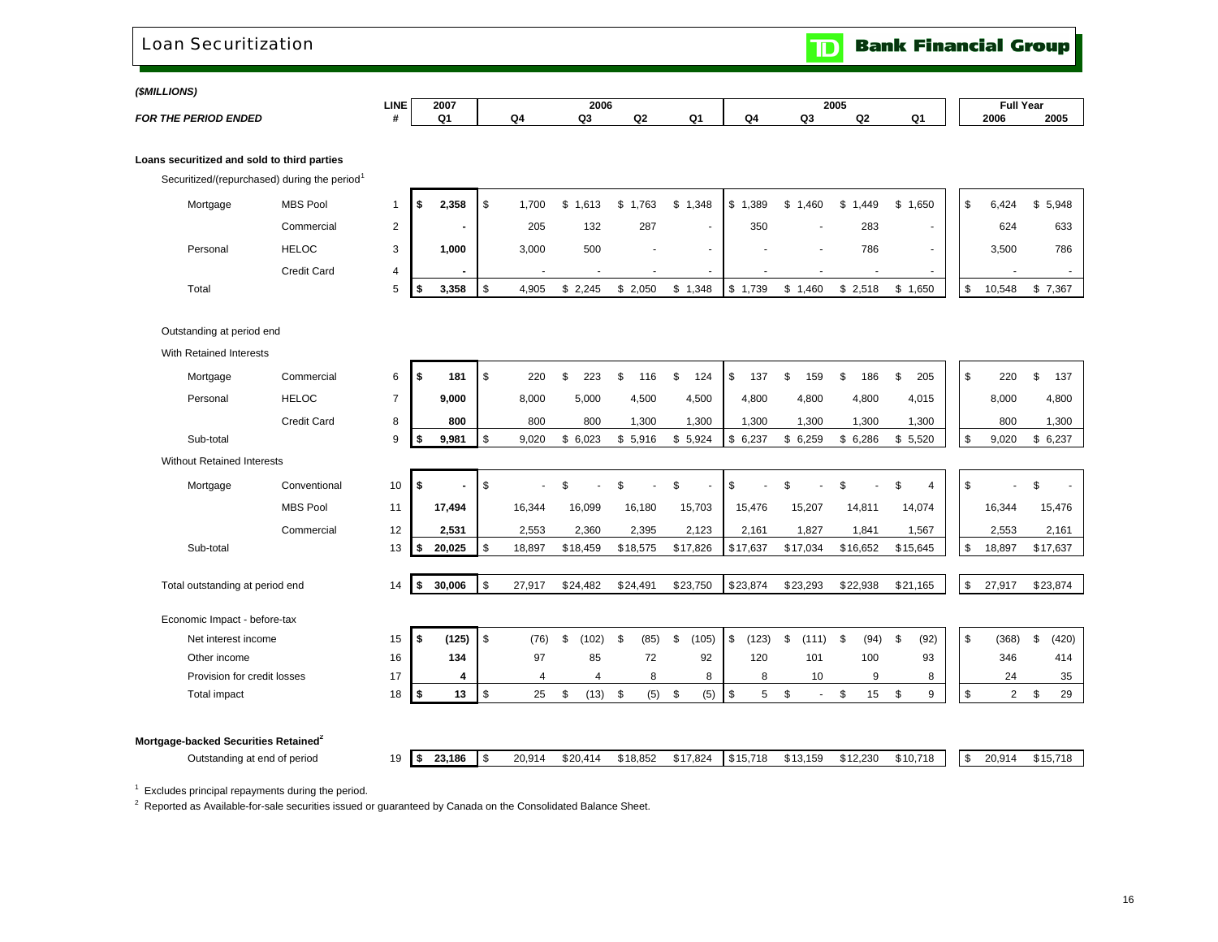# Loan Securitization

TD Bank Financial Group

*($MILLIONS)*

| *FOR THE PERIOD ENDED* | | LINE # | 2007 Q1 | 2006 Q4 | 2006 Q3 | 2006 Q2 | 2006 Q1 | 2005 Q4 | 2005 Q3 | 2005 Q2 | 2005 Q1 | Full Year 2006 | Full Year 2005 |
|---|---|---|---|---|---|---|---|---|---|---|---|---|---|
| **Loans securitized and sold to third parties** | | | | | | | | | | | | | |
| Securitized/(repurchased) during the period[1] | | | | | | | | | | | | | |
| Mortgage | MBS Pool | 1 | **$ 2,358** | $ 1,700 | $ 1,613 | $ 1,763 | $ 1,348 | $ 1,389 | $ 1,460 | $ 1,449 | $ 1,650 | $ 6,424 | $ 5,948 |
| | Commercial | 2 | **-** | 205 | 132 | 287 | - | 350 | - | 283 | - | 624 | 633 |
| Personal | HELOC | 3 | **1,000** | 3,000 | 500 | - | - | - | - | 786 | - | 3,500 | 786 |
| | Credit Card | 4 | **-** | - | - | - | - | - | - | - | - | - | - |
| Total | | 5 | **$ 3,358** | $ 4,905 | $ 2,245 | $ 2,050 | $ 1,348 | $ 1,739 | $ 1,460 | $ 2,518 | $ 1,650 | $ 10,548 | $ 7,367 |
| Outstanding at period end | | | | | | | | | | | | | |
| With Retained Interests | | | | | | | | | | | | | |
| Mortgage | Commercial | 6 | **$ 181** | $ 220 | $ 223 | $ 116 | $ 124 | $ 137 | $ 159 | $ 186 | $ 205 | $ 220 | $ 137 |
| Personal | HELOC | 7 | **9,000** | 8,000 | 5,000 | 4,500 | 4,500 | 4,800 | 4,800 | 4,800 | 4,015 | 8,000 | 4,800 |
| | Credit Card | 8 | **800** | 800 | 800 | 1,300 | 1,300 | 1,300 | 1,300 | 1,300 | 1,300 | 800 | 1,300 |
| Sub-total | | 9 | **$ 9,981** | $ 9,020 | $ 6,023 | $ 5,916 | $ 5,924 | $ 6,237 | $ 6,259 | $ 6,286 | $ 5,520 | $ 9,020 | $ 6,237 |
| Without Retained Interests | | | | | | | | | | | | | |
| Mortgage | Conventional | 10 | **$ -** | $ - | $ - | $ - | $ - | $ - | $ - | $ - | $ 4 | $ - | $ - |
| | MBS Pool | 11 | **17,494** | 16,344 | 16,099 | 16,180 | 15,703 | 15,476 | 15,207 | 14,811 | 14,074 | 16,344 | 15,476 |
| | Commercial | 12 | **2,531** | 2,553 | 2,360 | 2,395 | 2,123 | 2,161 | 1,827 | 1,841 | 1,567 | 2,553 | 2,161 |
| Sub-total | | 13 | **$ 20,025** | $ 18,897 | $18,459 | $18,575 | $17,826 | $17,637 | $17,034 | $16,652 | $15,645 | $ 18,897 | $17,637 |
| Total outstanding at period end | | 14 | **$ 30,006** | $ 27,917 | $24,482 | $24,491 | $23,750 | $23,874 | $23,293 | $22,938 | $21,165 | $ 27,917 | $23,874 |
| Economic Impact - before-tax | | | | | | | | | | | | | |
| Net interest income | | 15 | **$ (125)** | $ (76) | $ (102) | $ (85) | $ (105) | $ (123) | $ (111) | $ (94) | $ (92) | $ (368) | $ (420) |
| Other income | | 16 | **134** | 97 | 85 | 72 | 92 | 120 | 101 | 100 | 93 | 346 | 414 |
| Provision for credit losses | | 17 | **4** | 4 | 4 | 8 | 8 | 8 | 10 | 9 | 8 | 24 | 35 |
| Total impact | | 18 | **$ 13** | $ 25 | $ (13) | $ (5) | $ (5) | $ 5 | $ - | $ 15 | $ 9 | $ 2 | $ 29 |
| **Mortgage-backed Securities Retained[2]** | | | | | | | | | | | | | |
| Outstanding at end of period | | 19 | **$ 23,186** | $ 20,914 | $20,414 | $18,852 | $17,824 | $15,718 | $13,159 | $12,230 | $10,718 | $ 20,914 | $15,718 |

[1] Excludes principal repayments during the period.

[2] Reported as Available-for-sale securities issued or guaranteed by Canada on the Consolidated Balance Sheet.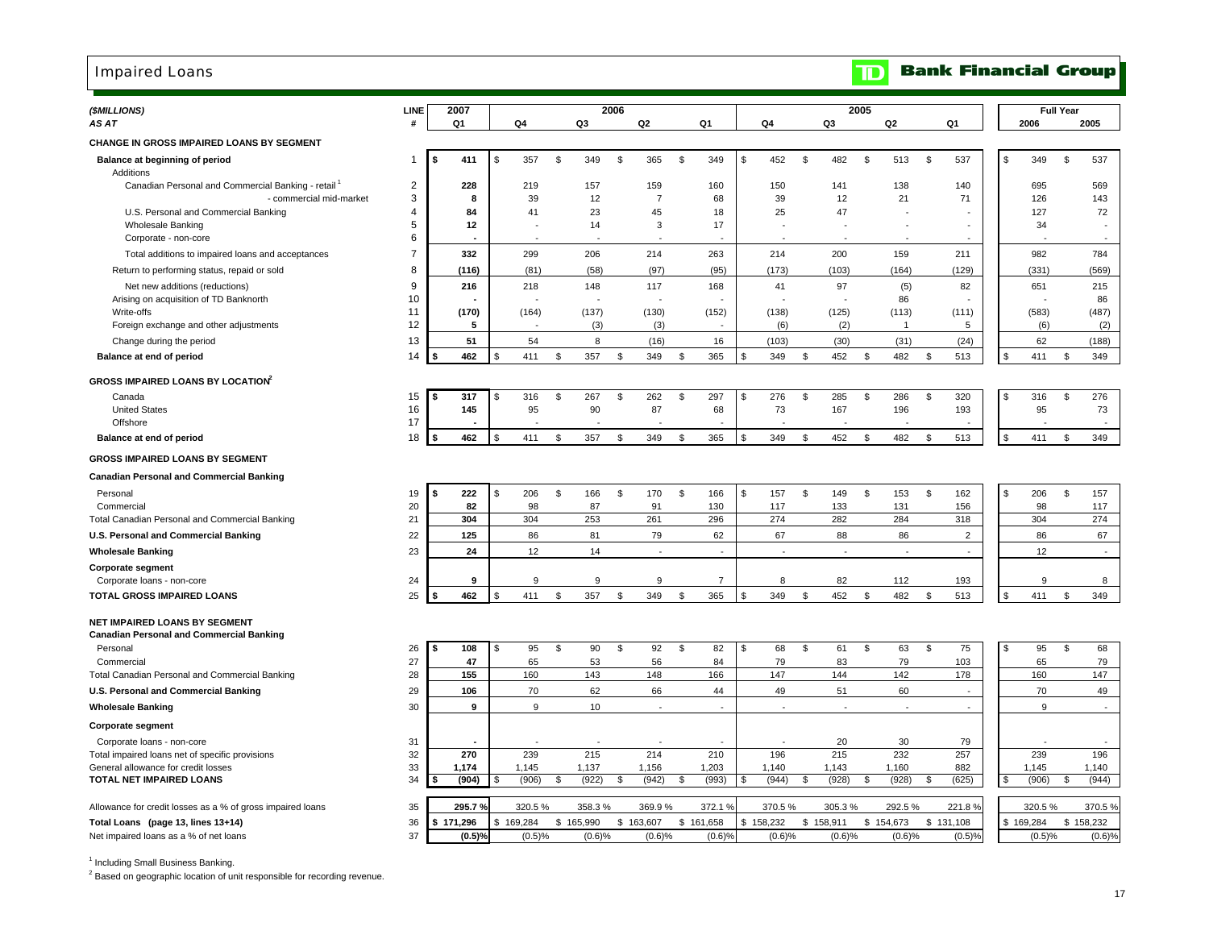# Impaired Loans

**TD Bank Financial Group**

| *($MILLIONS)* | LINE | 2007 | 2006 | | | | 2005 | | | | Full Year | |
|---|---|---|---|---|---|---|---|---|---|---|---|---|
| *AS AT* | # | Q1 | Q4 | Q3 | Q2 | Q1 | Q4 | Q3 | Q2 | Q1 | 2006 | 2005 |
| **CHANGE IN GROSS IMPAIRED LOANS BY SEGMENT** | | | | | | | | | | | | |
| **Balance at beginning of period** | 1 | $ 411 | $ 357 | $ 349 | $ 365 | $ 349 | $ 452 | $ 482 | $ 513 | $ 537 | $ 349 | $ 537 |
| Additions | | | | | | | | | | | | |
| Canadian Personal and Commercial Banking - retail[1] | 2 | 228 | 219 | 157 | 159 | 160 | 150 | 141 | 138 | 140 | 695 | 569 |
| - commercial mid-market | 3 | 8 | 39 | 12 | 7 | 68 | 39 | 12 | 21 | 71 | 126 | 143 |
| U.S. Personal and Commercial Banking | 4 | 84 | 41 | 23 | 45 | 18 | 25 | 47 | - | - | 127 | 72 |
| Wholesale Banking | 5 | 12 | - | 14 | 3 | 17 | - | - | - | - | 34 | - |
| Corporate - non-core | 6 | - | - | - | - | - | - | - | - | - | - | - |
| Total additions to impaired loans and acceptances | 7 | 332 | 299 | 206 | 214 | 263 | 214 | 200 | 159 | 211 | 982 | 784 |
| Return to performing status, repaid or sold | 8 | (116) | (81) | (58) | (97) | (95) | (173) | (103) | (164) | (129) | (331) | (569) |
| Net new additions (reductions) | 9 | 216 | 218 | 148 | 117 | 168 | 41 | 97 | (5) | 82 | 651 | 215 |
| Arising on acquisition of TD Banknorth | 10 | - | - | - | - | - | - | - | 86 | - | - | 86 |
| Write-offs | 11 | (170) | (164) | (137) | (130) | (152) | (138) | (125) | (113) | (111) | (583) | (487) |
| Foreign exchange and other adjustments | 12 | 5 | - | (3) | (3) | - | (6) | (2) | 1 | 5 | (6) | (2) |
| Change during the period | 13 | 51 | 54 | 8 | (16) | 16 | (103) | (30) | (31) | (24) | 62 | (188) |
| **Balance at end of period** | 14 | $ 462 | $ 411 | $ 357 | $ 349 | $ 365 | $ 349 | $ 452 | $ 482 | $ 513 | $ 411 | $ 349 |
| **GROSS IMPAIRED LOANS BY LOCATION[2]** | | | | | | | | | | | | |
| Canada | 15 | $ 317 | $ 316 | $ 267 | $ 262 | $ 297 | $ 276 | $ 285 | $ 286 | $ 320 | $ 316 | $ 276 |
| United States | 16 | 145 | 95 | 90 | 87 | 68 | 73 | 167 | 196 | 193 | 95 | 73 |
| Offshore | 17 | - | - | - | - | - | - | - | - | - | - | - |
| **Balance at end of period** | 18 | $ 462 | $ 411 | $ 357 | $ 349 | $ 365 | $ 349 | $ 452 | $ 482 | $ 513 | $ 411 | $ 349 |
| **GROSS IMPAIRED LOANS BY SEGMENT** | | | | | | | | | | | | |
| **Canadian Personal and Commercial Banking** | | | | | | | | | | | | |
| Personal | 19 | $ 222 | $ 206 | $ 166 | $ 170 | $ 166 | $ 157 | $ 149 | $ 153 | $ 162 | $ 206 | $ 157 |
| Commercial | 20 | 82 | 98 | 87 | 91 | 130 | 117 | 133 | 131 | 156 | 98 | 117 |
| Total Canadian Personal and Commercial Banking | 21 | 304 | 304 | 253 | 261 | 296 | 274 | 282 | 284 | 318 | 304 | 274 |
| **U.S. Personal and Commercial Banking** | 22 | 125 | 86 | 81 | 79 | 62 | 67 | 88 | 86 | 2 | 86 | 67 |
| **Wholesale Banking** | 23 | 24 | 12 | 14 | - | - | - | - | - | - | 12 | - |
| **Corporate segment** | | | | | | | | | | | | |
| Corporate loans - non-core | 24 | 9 | 9 | 9 | 9 | 7 | 8 | 82 | 112 | 193 | 9 | 8 |
| **TOTAL GROSS IMPAIRED LOANS** | 25 | $ 462 | $ 411 | $ 357 | $ 349 | $ 365 | $ 349 | $ 452 | $ 482 | $ 513 | $ 411 | $ 349 |
| **NET IMPAIRED LOANS BY SEGMENT** | | | | | | | | | | | | |
| **Canadian Personal and Commercial Banking** | | | | | | | | | | | | |
| Personal | 26 | $ 108 | $ 95 | $ 90 | $ 92 | $ 82 | $ 68 | $ 61 | $ 63 | $ 75 | $ 95 | $ 68 |
| Commercial | 27 | 47 | 65 | 53 | 56 | 84 | 79 | 83 | 79 | 103 | 65 | 79 |
| Total Canadian Personal and Commercial Banking | 28 | 155 | 160 | 143 | 148 | 166 | 147 | 144 | 142 | 178 | 160 | 147 |
| **U.S. Personal and Commercial Banking** | 29 | 106 | 70 | 62 | 66 | 44 | 49 | 51 | 60 | - | 70 | 49 |
| **Wholesale Banking** | 30 | 9 | 9 | 10 | - | - | - | - | - | - | 9 | - |
| **Corporate segment** | | | | | | | | | | | | |
| Corporate loans - non-core | 31 | - | - | - | - | - | - | 20 | 30 | 79 | - | - |
| Total impaired loans net of specific provisions | 32 | 270 | 239 | 215 | 214 | 210 | 196 | 215 | 232 | 257 | 239 | 196 |
| General allowance for credit losses | 33 | 1,174 | 1,145 | 1,137 | 1,156 | 1,203 | 1,140 | 1,143 | 1,160 | 882 | 1,145 | 1,140 |
| **TOTAL NET IMPAIRED LOANS** | 34 | $ (904) | $ (906) | $ (922) | $ (942) | $ (993) | $ (944) | $ (928) | $ (928) | $ (625) | $ (906) | $ (944) |
| Allowance for credit losses as a % of gross impaired loans | 35 | 295.7 % | 320.5 % | 358.3 % | 369.9 % | 372.1 % | 370.5 % | 305.3 % | 292.5 % | 221.8 % | 320.5 % | 370.5 % |
| **Total Loans (page 13, lines 13+14)** | 36 | $ 171,296 | $ 169,284 | $ 165,990 | $ 163,607 | $ 161,658 | $ 158,232 | $ 158,911 | $ 154,673 | $ 131,108 | $ 169,284 | $ 158,232 |
| Net impaired loans as a % of net loans | 37 | (0.5)% | (0.5)% | (0.6)% | (0.6)% | (0.6)% | (0.6)% | (0.6)% | (0.6)% | (0.5)% | (0.5)% | (0.6)% |

[1] Including Small Business Banking.

[2] Based on geographic location of unit responsible for recording revenue.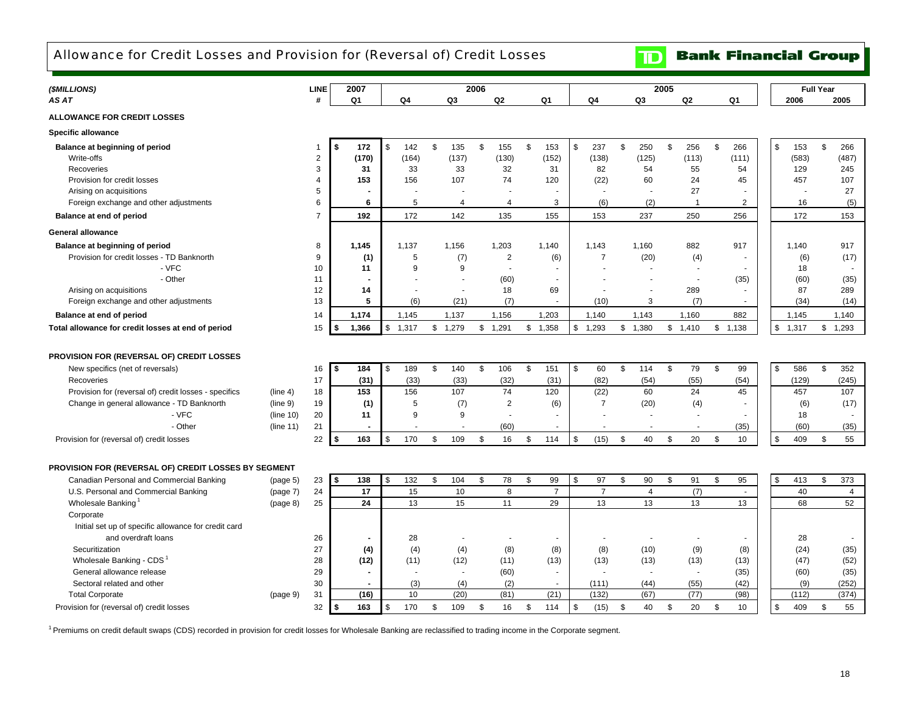# Allowance for Credit Losses and Provision for (Reversal of) Credit Losses

**TD Bank Financial Group**

| *($MILLIONS)* | | LINE | 2007 | 2006 | | | | 2005 | | | | Full Year | |
|---|---|---|---|---|---|---|---|---|---|---|---|---|---|
| *AS AT* | | # | Q1 | Q4 | Q3 | Q2 | Q1 | Q4 | Q3 | Q2 | Q1 | 2006 | 2005 |
| **ALLOWANCE FOR CREDIT LOSSES** | | | | | | | | | | | | | |
| **Specific allowance** | | | | | | | | | | | | | |
| **Balance at beginning of period** | | 1 | **$ 172** | $ 142 | $ 135 | $ 155 | $ 153 | $ 237 | $ 250 | $ 256 | $ 266 | $ 153 | $ 266 |
| Write-offs | | 2 | **(170)** | (164) | (137) | (130) | (152) | (138) | (125) | (113) | (111) | (583) | (487) |
| Recoveries | | 3 | **31** | 33 | 33 | 32 | 31 | 82 | 54 | 55 | 54 | 129 | 245 |
| Provision for credit losses | | 4 | **153** | 156 | 107 | 74 | 120 | (22) | 60 | 24 | 45 | 457 | 107 |
| Arising on acquisitions | | 5 | **-** | - | - | - | - | - | - | 27 | - | - | 27 |
| Foreign exchange and other adjustments | | 6 | **6** | 5 | 4 | 4 | 3 | (6) | (2) | 1 | 2 | 16 | (5) |
| **Balance at end of period** | | 7 | **192** | 172 | 142 | 135 | 155 | 153 | 237 | 250 | 256 | 172 | 153 |
| **General allowance** | | | | | | | | | | | | | |
| **Balance at beginning of period** | | 8 | **1,145** | 1,137 | 1,156 | 1,203 | 1,140 | 1,143 | 1,160 | 882 | 917 | 1,140 | 917 |
| Provision for credit losses - TD Banknorth | | 9 | **(1)** | 5 | (7) | 2 | (6) | 7 | (20) | (4) | - | (6) | (17) |
| - VFC | | 10 | **11** | 9 | 9 | - | - | - | - | - | - | 18 | - |
| - Other | | 11 | **-** | - | - | (60) | - | - | - | - | (35) | (60) | (35) |
| Arising on acquisitions | | 12 | **14** | - | - | 18 | 69 | - | - | 289 | - | 87 | 289 |
| Foreign exchange and other adjustments | | 13 | **5** | (6) | (21) | (7) | - | (10) | 3 | (7) | - | (34) | (14) |
| **Balance at end of period** | | 14 | **1,174** | 1,145 | 1,137 | 1,156 | 1,203 | 1,140 | 1,143 | 1,160 | 882 | 1,145 | 1,140 |
| **Total allowance for credit losses at end of period** | | 15 | **$ 1,366** | $ 1,317 | $ 1,279 | $ 1,291 | $ 1,358 | $ 1,293 | $ 1,380 | $ 1,410 | $ 1,138 | $ 1,317 | $ 1,293 |
| **PROVISION FOR (REVERSAL OF) CREDIT LOSSES** | | | | | | | | | | | | | |
| New specifics (net of reversals) | | 16 | **$ 184** | $ 189 | $ 140 | $ 106 | $ 151 | $ 60 | $ 114 | $ 79 | $ 99 | $ 586 | $ 352 |
| Recoveries | | 17 | **(31)** | (33) | (33) | (32) | (31) | (82) | (54) | (55) | (54) | (129) | (245) |
| Provision for (reversal of) credit losses - specifics | (line 4) | 18 | **153** | 156 | 107 | 74 | 120 | (22) | 60 | 24 | 45 | 457 | 107 |
| Change in general allowance - TD Banknorth | (line 9) | 19 | **(1)** | 5 | (7) | 2 | (6) | 7 | (20) | (4) | - | (6) | (17) |
| - VFC | (line 10) | 20 | **11** | 9 | 9 | - | - | - | - | - | - | 18 | - |
| - Other | (line 11) | 21 | **-** | - | - | (60) | - | - | - | - | (35) | (60) | (35) |
| Provision for (reversal of) credit losses | | 22 | **$ 163** | $ 170 | $ 109 | $ 16 | $ 114 | $ (15) | $ 40 | $ 20 | $ 10 | $ 409 | $ 55 |
| **PROVISION FOR (REVERSAL OF) CREDIT LOSSES BY SEGMENT** | | | | | | | | | | | | | |
| Canadian Personal and Commercial Banking | (page 5) | 23 | **$ 138** | $ 132 | $ 104 | $ 78 | $ 99 | $ 97 | $ 90 | $ 91 | $ 95 | $ 413 | $ 373 |
| U.S. Personal and Commercial Banking | (page 7) | 24 | **17** | 15 | 10 | 8 | 7 | 7 | 4 | (7) | - | 40 | 4 |
| Wholesale Banking[1] | (page 8) | 25 | **24** | 13 | 15 | 11 | 29 | 13 | 13 | 13 | 13 | 68 | 52 |
| Corporate | | | | | | | | | | | | | |
| Initial set up of specific allowance for credit card and overdraft loans | | 26 | **-** | 28 | - | - | - | - | - | - | - | 28 | - |
| Securitization | | 27 | **(4)** | (4) | (4) | (8) | (8) | (8) | (10) | (9) | (8) | (24) | (35) |
| Wholesale Banking - CDS[1] | | 28 | **(12)** | (11) | (12) | (11) | (13) | (13) | (13) | (13) | (13) | (47) | (52) |
| General allowance release | | 29 | **-** | - | - | (60) | - | - | - | - | (35) | (60) | (35) |
| Sectoral related and other | | 30 | **-** | (3) | (4) | (2) | - | (111) | (44) | (55) | (42) | (9) | (252) |
| Total Corporate | (page 9) | 31 | **(16)** | 10 | (20) | (81) | (21) | (132) | (67) | (77) | (98) | (112) | (374) |
| Provision for (reversal of) credit losses | | 32 | **$ 163** | $ 170 | $ 109 | $ 16 | $ 114 | $ (15) | $ 40 | $ 20 | $ 10 | $ 409 | $ 55 |

[1] Premiums on credit default swaps (CDS) recorded in provision for credit losses for Wholesale Banking are reclassified to trading income in the Corporate segment.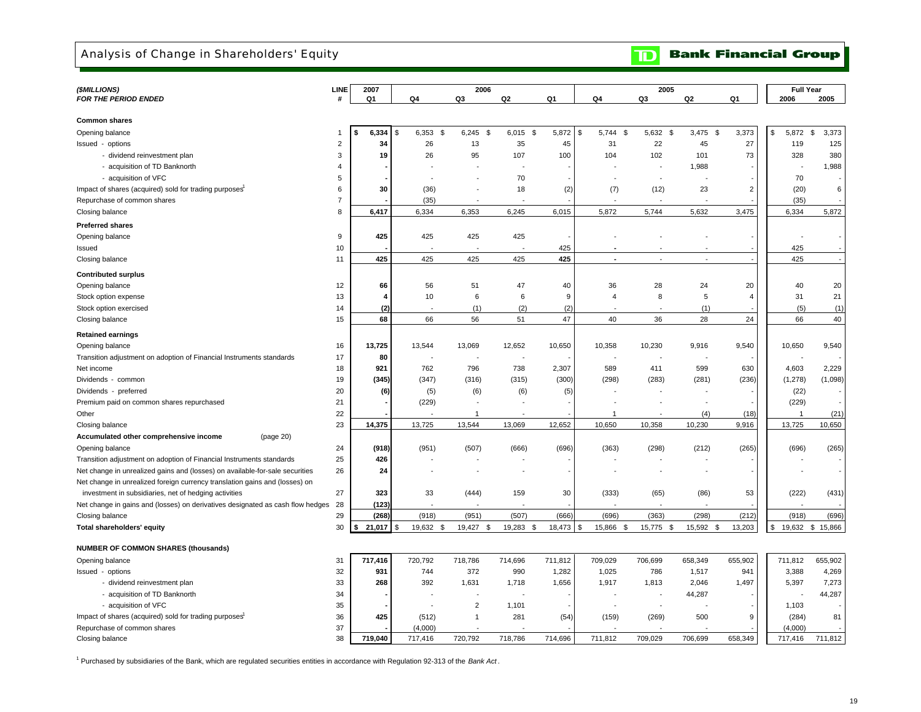# Analysis of Change in Shareholders' Equity

**TD Bank Financial Group**

| *($MILLIONS)* *FOR THE PERIOD ENDED* | LINE # | 2007 Q1 | 2006 Q4 | 2006 Q3 | 2006 Q2 | 2006 Q1 | 2005 Q4 | 2005 Q3 | 2005 Q2 | 2005 Q1 | Full Year 2006 | Full Year 2005 |
|---|---|---|---|---|---|---|---|---|---|---|---|---|
| **Common shares** | | | | | | | | | | | | |
| Opening balance | 1 | **$ 6,334** | $ 6,353 | $ 6,245 | $ 6,015 | $ 5,872 | $ 5,744 | $ 5,632 | $ 3,475 | $ 3,373 | $ 5,872 | $ 3,373 |
| Issued - options | 2 | **34** | 26 | 13 | 35 | 45 | 31 | 22 | 45 | 27 | 119 | 125 |
| - dividend reinvestment plan | 3 | **19** | 26 | 95 | 107 | 100 | 104 | 102 | 101 | 73 | 328 | 380 |
| - acquisition of TD Banknorth | 4 | **-** | - | - | - | - | - | - | 1,988 | - | - | 1,988 |
| - acquisition of VFC | 5 | **-** | - | - | 70 | - | - | - | - | - | 70 | - |
| Impact of shares (acquired) sold for trading purposes[1] | 6 | **30** | (36) | - | 18 | (2) | (7) | (12) | 23 | 2 | (20) | 6 |
| Repurchase of common shares | 7 | **-** | (35) | - | - | - | - | - | - | - | (35) | - |
| Closing balance | 8 | **6,417** | 6,334 | 6,353 | 6,245 | 6,015 | 5,872 | 5,744 | 5,632 | 3,475 | 6,334 | 5,872 |
| **Preferred shares** | | | | | | | | | | | | |
| Opening balance | 9 | **425** | 425 | 425 | 425 | - | - | - | - | - | - | - |
| Issued | 10 | **-** | - | - | - | 425 | - | - | - | - | 425 | - |
| Closing balance | 11 | **425** | 425 | 425 | 425 | 425 | - | - | - | - | 425 | - |
| **Contributed surplus** | | | | | | | | | | | | |
| Opening balance | 12 | **66** | 56 | 51 | 47 | 40 | 36 | 28 | 24 | 20 | 40 | 20 |
| Stock option expense | 13 | **4** | 10 | 6 | 6 | 9 | 4 | 8 | 5 | 4 | 31 | 21 |
| Stock option exercised | 14 | **(2)** | - | (1) | (2) | (2) | - | - | (1) | - | (5) | (1) |
| Closing balance | 15 | **68** | 66 | 56 | 51 | 47 | 40 | 36 | 28 | 24 | 66 | 40 |
| **Retained earnings** | | | | | | | | | | | | |
| Opening balance | 16 | **13,725** | 13,544 | 13,069 | 12,652 | 10,650 | 10,358 | 10,230 | 9,916 | 9,540 | 10,650 | 9,540 |
| Transition adjustment on adoption of Financial Instruments standards | 17 | **80** | - | - | - | - | - | - | - | - | - | - |
| Net income | 18 | **921** | 762 | 796 | 738 | 2,307 | 589 | 411 | 599 | 630 | 4,603 | 2,229 |
| Dividends - common | 19 | **(345)** | (347) | (316) | (315) | (300) | (298) | (283) | (281) | (236) | (1,278) | (1,098) |
| Dividends - preferred | 20 | **(6)** | (5) | (6) | (6) | (5) | - | - | - | - | (22) | - |
| Premium paid on common shares repurchased | 21 | **-** | (229) | - | - | - | - | - | - | - | (229) | - |
| Other | 22 | **-** | - | 1 | - | - | 1 | - | (4) | (18) | 1 | (21) |
| Closing balance | 23 | **14,375** | 13,725 | 13,544 | 13,069 | 12,652 | 10,650 | 10,358 | 10,230 | 9,916 | 13,725 | 10,650 |
| **Accumulated other comprehensive income** (page 20) | | | | | | | | | | | | |
| Opening balance | 24 | **(918)** | (951) | (507) | (666) | (696) | (363) | (298) | (212) | (265) | (696) | (265) |
| Transition adjustment on adoption of Financial Instruments standards | 25 | **426** | - | - | - | - | - | - | - | - | - | - |
| Net change in unrealized gains and (losses) on available-for-sale securities | 26 | **24** | - | - | - | - | - | - | - | - | - | - |
| Net change in unrealized foreign currency translation gains and (losses) on investment in subsidiaries, net of hedging activities | 27 | **323** | 33 | (444) | 159 | 30 | (333) | (65) | (86) | 53 | (222) | (431) |
| Net change in gains and (losses) on derivatives designated as cash flow hedges | 28 | **(123)** | - | - | - | - | - | - | - | - | - | - |
| Closing balance | 29 | **(268)** | (918) | (951) | (507) | (666) | (696) | (363) | (298) | (212) | (918) | (696) |
| **Total shareholders' equity** | 30 | **$ 21,017** | $ 19,632 | $ 19,427 | $ 19,283 | $ 18,473 | $ 15,866 | $ 15,775 | $ 15,592 | $ 13,203 | $ 19,632 | $ 15,866 |
| **NUMBER OF COMMON SHARES (thousands)** | | | | | | | | | | | | |
| Opening balance | 31 | **717,416** | 720,792 | 718,786 | 714,696 | 711,812 | 709,029 | 706,699 | 658,349 | 655,902 | 711,812 | 655,902 |
| Issued - options | 32 | **931** | 744 | 372 | 990 | 1,282 | 1,025 | 786 | 1,517 | 941 | 3,388 | 4,269 |
| - dividend reinvestment plan | 33 | **268** | 392 | 1,631 | 1,718 | 1,656 | 1,917 | 1,813 | 2,046 | 1,497 | 5,397 | 7,273 |
| - acquisition of TD Banknorth | 34 | **-** | - | - | - | - | - | - | 44,287 | - | - | 44,287 |
| - acquisition of VFC | 35 | **-** | - | 2 | 1,101 | - | - | - | - | - | 1,103 | - |
| Impact of shares (acquired) sold for trading purposes[1] | 36 | **425** | (512) | 1 | 281 | (54) | (159) | (269) | 500 | 9 | (284) | 81 |
| Repurchase of common shares | 37 | **-** | (4,000) | - | - | - | - | - | - | - | (4,000) | - |
| Closing balance | 38 | **719,040** | 717,416 | 720,792 | 718,786 | 714,696 | 711,812 | 709,029 | 706,699 | 658,349 | 717,416 | 711,812 |

[1] Purchased by subsidiaries of the Bank, which are regulated securities entities in accordance with Regulation 92-313 of the *Bank Act*.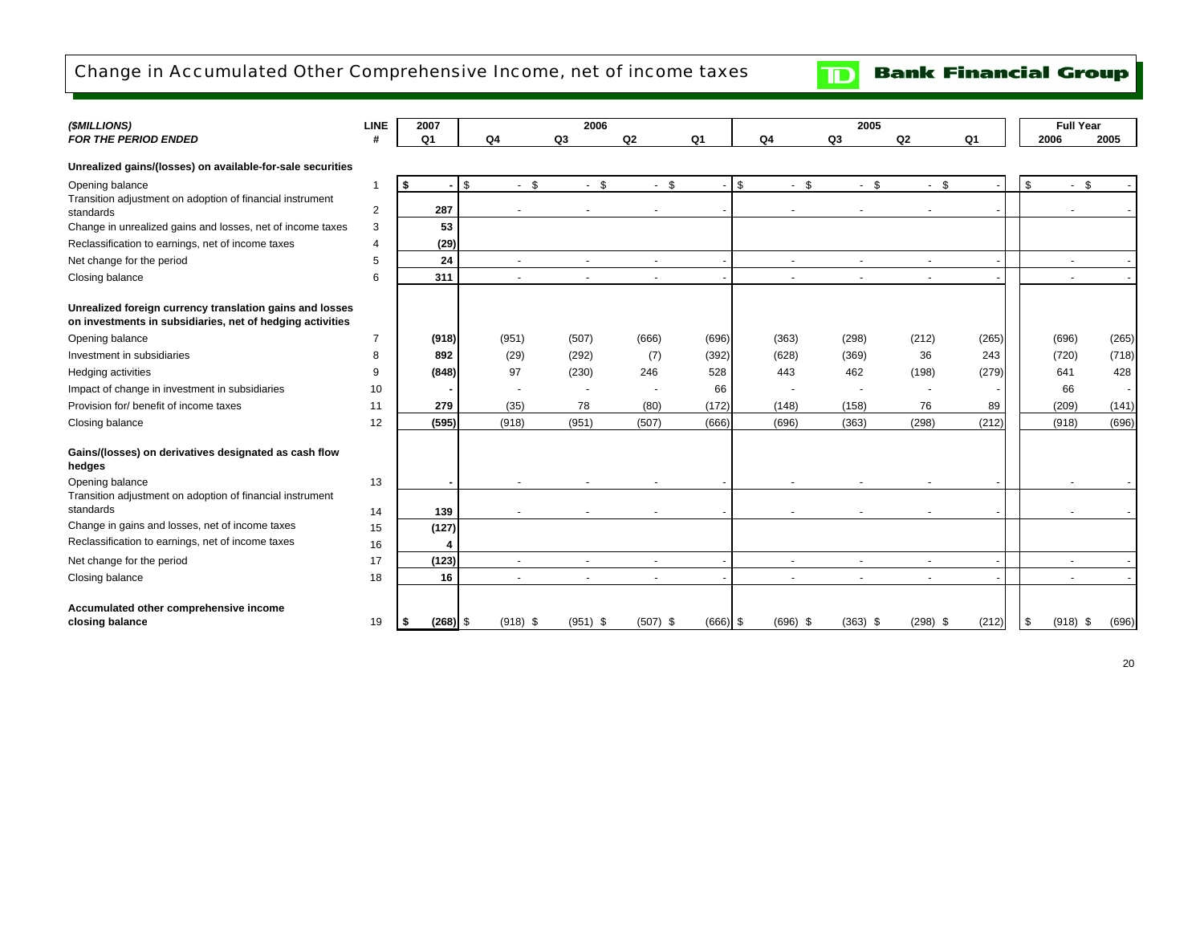# Change in Accumulated Other Comprehensive Income, net of income taxes

**Bank Financial Group**

| *($MILLIONS)* | LINE | 2007 | 2006 | | | | 2005 | | | | Full Year | |
|---|---|---|---|---|---|---|---|---|---|---|---|---|
| *FOR THE PERIOD ENDED* | # | Q1 | Q4 | Q3 | Q2 | Q1 | Q4 | Q3 | Q2 | Q1 | 2006 | 2005 |
| **Unrealized gains/(losses) on available-for-sale securities** | | | | | | | | | | | | |
| Opening balance | 1 | $ - | $ - | $ - | $ - | $ - | $ - | $ - | $ - | $ - | $ - | $ - |
| Transition adjustment on adoption of financial instrument standards | 2 | 287 | - | - | - | - | - | - | - | - | - | - |
| Change in unrealized gains and losses, net of income taxes | 3 | 53 | | | | | | | | | | |
| Reclassification to earnings, net of income taxes | 4 | (29) | | | | | | | | | | |
| Net change for the period | 5 | 24 | - | - | - | - | - | - | - | - | - | - |
| Closing balance | 6 | 311 | - | - | - | - | - | - | - | - | - | - |
| **Unrealized foreign currency translation gains and losses on investments in subsidiaries, net of hedging activities** | | | | | | | | | | | | |
| Opening balance | 7 | (918) | (951) | (507) | (666) | (696) | (363) | (298) | (212) | (265) | (696) | (265) |
| Investment in subsidiaries | 8 | 892 | (29) | (292) | (7) | (392) | (628) | (369) | 36 | 243 | (720) | (718) |
| Hedging activities | 9 | (848) | 97 | (230) | 246 | 528 | 443 | 462 | (198) | (279) | 641 | 428 |
| Impact of change in investment in subsidiaries | 10 | - | - | - | - | 66 | - | - | - | - | 66 | - |
| Provision for/ benefit of income taxes | 11 | 279 | (35) | 78 | (80) | (172) | (148) | (158) | 76 | 89 | (209) | (141) |
| Closing balance | 12 | (595) | (918) | (951) | (507) | (666) | (696) | (363) | (298) | (212) | (918) | (696) |
| **Gains/(losses) on derivatives designated as cash flow hedges** | | | | | | | | | | | | |
| Opening balance | 13 | - | - | - | - | - | - | - | - | - | - | - |
| Transition adjustment on adoption of financial instrument standards | 14 | 139 | - | - | - | - | - | - | - | - | - | - |
| Change in gains and losses, net of income taxes | 15 | (127) | | | | | | | | | | |
| Reclassification to earnings, net of income taxes | 16 | 4 | | | | | | | | | | |
| Net change for the period | 17 | (123) | - | - | - | - | - | - | - | - | - | - |
| Closing balance | 18 | 16 | - | - | - | - | - | - | - | - | - | - |
| **Accumulated other comprehensive income closing balance** | 19 | $ (268) | $ (918) | $ (951) | $ (507) | $ (666) | $ (696) | $ (363) | $ (298) | $ (212) | $ (918) | $ (696) |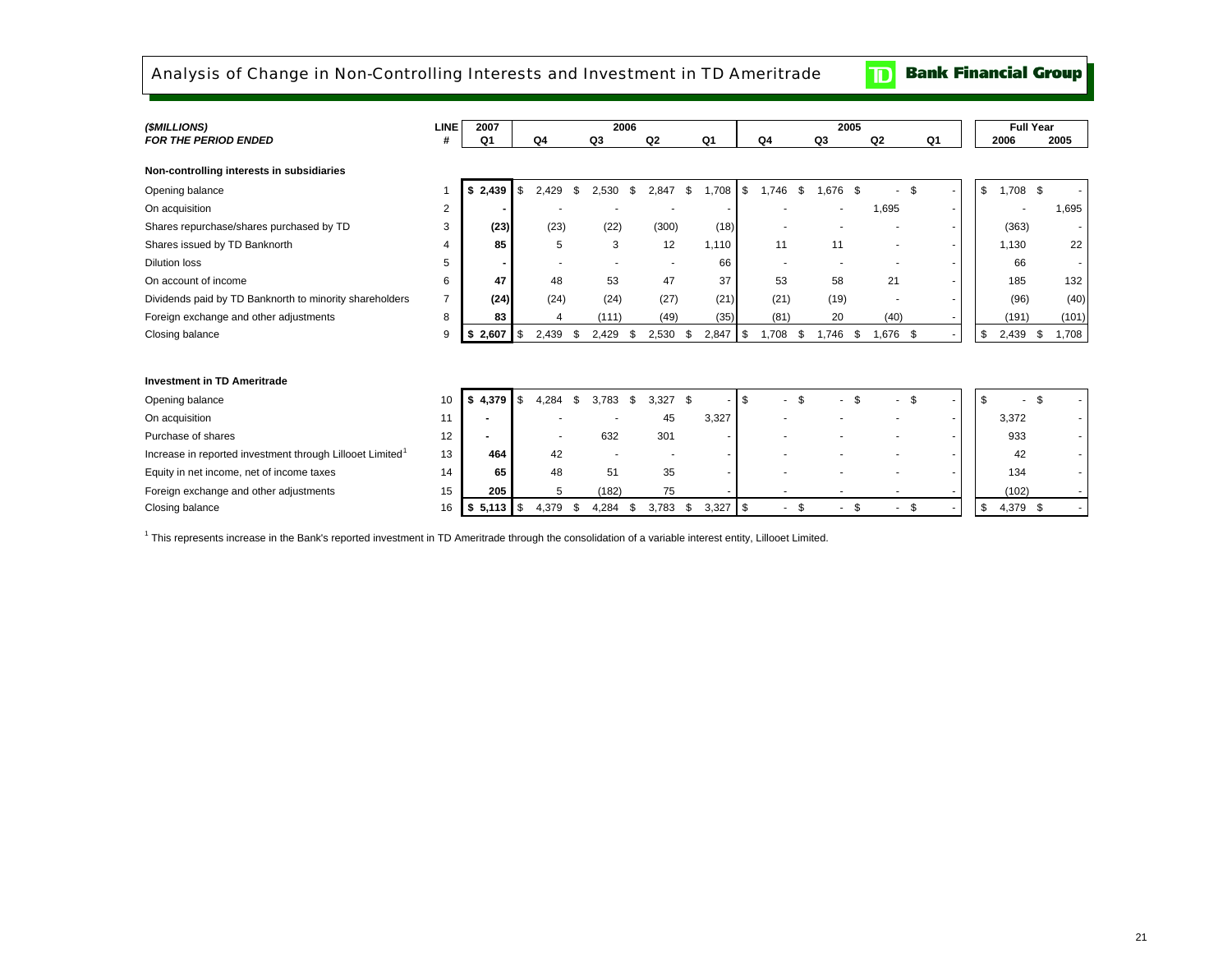# Analysis of Change in Non-Controlling Interests and Investment in TD Ameritrade

| ($MILLIONS) FOR THE PERIOD ENDED | LINE # | 2007 Q1 | 2006 Q4 | 2006 Q3 | 2006 Q2 | 2006 Q1 | 2005 Q4 | 2005 Q3 | 2005 Q2 | 2005 Q1 | Full Year 2006 | Full Year 2005 |
|---|---|---|---|---|---|---|---|---|---|---|---|---|
| **Non-controlling interests in subsidiaries** | | | | | | | | | | | | |
| Opening balance | 1 | **$ 2,439** | $ 2,429 | $ 2,530 | $ 2,847 | $ 1,708 | $ 1,746 | $ 1,676 | $ - | $ - | $ 1,708 | $ - |
| On acquisition | 2 | **-** | - | - | - | - | - | - | 1,695 | - | - | 1,695 |
| Shares repurchase/shares purchased by TD | 3 | **(23)** | (23) | (22) | (300) | (18) | - | - | - | - | (363) | - |
| Shares issued by TD Banknorth | 4 | **85** | 5 | 3 | 12 | 1,110 | 11 | 11 | - | - | 1,130 | 22 |
| Dilution loss | 5 | **-** | - | - | - | 66 | - | - | - | - | 66 | - |
| On account of income | 6 | **47** | 48 | 53 | 47 | 37 | 53 | 58 | 21 | - | 185 | 132 |
| Dividends paid by TD Banknorth to minority shareholders | 7 | **(24)** | (24) | (24) | (27) | (21) | (21) | (19) | - | - | (96) | (40) |
| Foreign exchange and other adjustments | 8 | **83** | 4 | (111) | (49) | (35) | (81) | 20 | (40) | - | (191) | (101) |
| Closing balance | 9 | **$ 2,607** | $ 2,439 | $ 2,429 | $ 2,530 | $ 2,847 | $ 1,708 | $ 1,746 | $ 1,676 | $ - | $ 2,439 | $ 1,708 |
| **Investment in TD Ameritrade** | | | | | | | | | | | | |
| Opening balance | 10 | **$ 4,379** | $ 4,284 | $ 3,783 | $ 3,327 | $ - | $ - | $ - | $ - | $ - | $ - | $ - |
| On acquisition | 11 | **-** | - | - | 45 | 3,327 | - | - | - | - | 3,372 | - |
| Purchase of shares | 12 | **-** | - | 632 | 301 | - | - | - | - | - | 933 | - |
| Increase in reported investment through Lillooet Limited[1] | 13 | **464** | 42 | - | - | - | - | - | - | - | 42 | - |
| Equity in net income, net of income taxes | 14 | **65** | 48 | 51 | 35 | - | - | - | - | - | 134 | - |
| Foreign exchange and other adjustments | 15 | **205** | 5 | (182) | 75 | - | - | - | - | - | (102) | - |
| Closing balance | 16 | **$ 5,113** | $ 4,379 | $ 4,284 | $ 3,783 | $ 3,327 | $ - | $ - | $ - | $ - | $ 4,379 | $ - |

[1] This represents increase in the Bank's reported investment in TD Ameritrade through the consolidation of a variable interest entity, Lillooet Limited.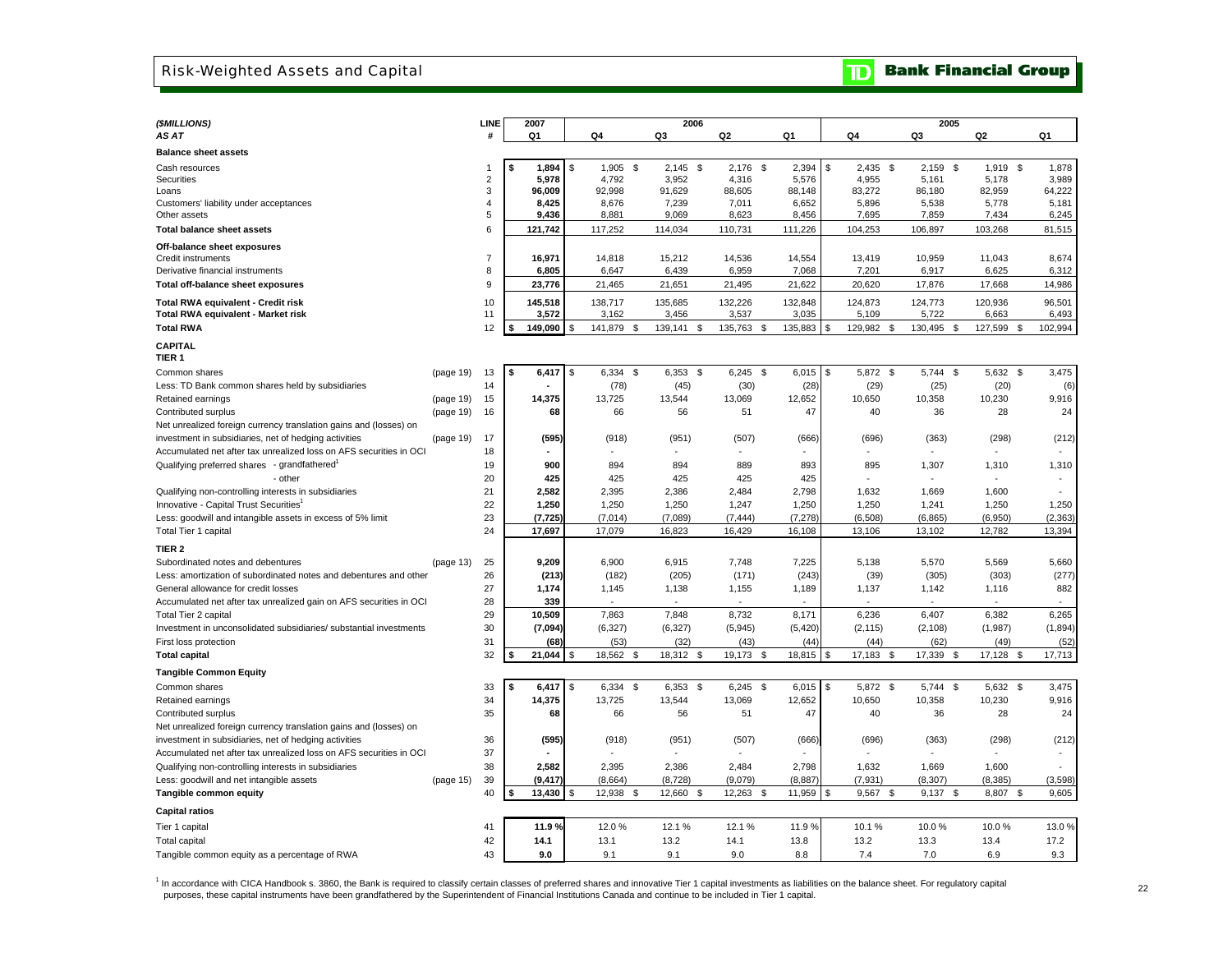# Risk-Weighted Assets and Capital

**TD Bank Financial Group**

| *($MILLIONS)* | | LINE | 2007 | 2006 | | | | 2005 | | | |
|---|---|---|---|---|---|---|---|---|---|---|---|
| *AS AT* | | # | Q1 | Q4 | Q3 | Q2 | Q1 | Q4 | Q3 | Q2 | Q1 |
| **Balance sheet assets** | | | | | | | | | | | |
| Cash resources | | 1 | $ 1,894 | $ 1,905 | $ 2,145 | $ 2,176 | $ 2,394 | $ 2,435 | $ 2,159 | $ 1,919 | $ 1,878 |
| Securities | | 2 | 5,978 | 4,792 | 3,952 | 4,316 | 5,576 | 4,955 | 5,161 | 5,178 | 3,989 |
| Loans | | 3 | 96,009 | 92,998 | 91,629 | 88,605 | 88,148 | 83,272 | 86,180 | 82,959 | 64,222 |
| Customers' liability under acceptances | | 4 | 8,425 | 8,676 | 7,239 | 7,011 | 6,652 | 5,896 | 5,538 | 5,778 | 5,181 |
| Other assets | | 5 | 9,436 | 8,881 | 9,069 | 8,623 | 8,456 | 7,695 | 7,859 | 7,434 | 6,245 |
| **Total balance sheet assets** | | 6 | 121,742 | 117,252 | 114,034 | 110,731 | 111,226 | 104,253 | 106,897 | 103,268 | 81,515 |
| **Off-balance sheet exposures** | | | | | | | | | | | |
| Credit instruments | | 7 | 16,971 | 14,818 | 15,212 | 14,536 | 14,554 | 13,419 | 10,959 | 11,043 | 8,674 |
| Derivative financial instruments | | 8 | 6,805 | 6,647 | 6,439 | 6,959 | 7,068 | 7,201 | 6,917 | 6,625 | 6,312 |
| **Total off-balance sheet exposures** | | 9 | 23,776 | 21,465 | 21,651 | 21,495 | 21,622 | 20,620 | 17,876 | 17,668 | 14,986 |
| **Total RWA equivalent - Credit risk** | | 10 | 145,518 | 138,717 | 135,685 | 132,226 | 132,848 | 124,873 | 124,773 | 120,936 | 96,501 |
| **Total RWA equivalent - Market risk** | | 11 | 3,572 | 3,162 | 3,456 | 3,537 | 3,035 | 5,109 | 5,722 | 6,663 | 6,493 |
| **Total RWA** | | 12 | $ 149,090 | $ 141,879 | $ 139,141 | $ 135,763 | $ 135,883 | $ 129,982 | $ 130,495 | $ 127,599 | $ 102,994 |
| **CAPITAL** | | | | | | | | | | | |
| **TIER 1** | | | | | | | | | | | |
| Common shares | (page 19) | 13 | $ 6,417 | $ 6,334 | $ 6,353 | $ 6,245 | $ 6,015 | $ 5,872 | $ 5,744 | $ 5,632 | $ 3,475 |
| Less: TD Bank common shares held by subsidiaries | | 14 | - | (78) | (45) | (30) | (28) | (29) | (25) | (20) | (6) |
| Retained earnings | (page 19) | 15 | 14,375 | 13,725 | 13,544 | 13,069 | 12,652 | 10,650 | 10,358 | 10,230 | 9,916 |
| Contributed surplus | (page 19) | 16 | 68 | 66 | 56 | 51 | 47 | 40 | 36 | 28 | 24 |
| Net unrealized foreign currency translation gains and (losses) on investment in subsidiaries, net of hedging activities | (page 19) | 17 | (595) | (918) | (951) | (507) | (666) | (696) | (363) | (298) | (212) |
| Accumulated net after tax unrealized loss on AFS securities in OCI | | 18 | - | - | - | - | - | - | - | - | - |
| Qualifying preferred shares - grandfathered[1] | | 19 | 900 | 894 | 894 | 889 | 893 | 895 | 1,307 | 1,310 | 1,310 |
| - other | | 20 | 425 | 425 | 425 | 425 | 425 | - | - | - | - |
| Qualifying non-controlling interests in subsidiaries | | 21 | 2,582 | 2,395 | 2,386 | 2,484 | 2,798 | 1,632 | 1,669 | 1,600 | - |
| Innovative - Capital Trust Securities[1] | | 22 | 1,250 | 1,250 | 1,250 | 1,247 | 1,250 | 1,250 | 1,241 | 1,250 | 1,250 |
| Less: goodwill and intangible assets in excess of 5% limit | | 23 | (7,725) | (7,014) | (7,089) | (7,444) | (7,278) | (6,508) | (6,865) | (6,950) | (2,363) |
| Total Tier 1 capital | | 24 | 17,697 | 17,079 | 16,823 | 16,429 | 16,108 | 13,106 | 13,102 | 12,782 | 13,394 |
| **TIER 2** | | | | | | | | | | | |
| Subordinated notes and debentures | (page 13) | 25 | 9,209 | 6,900 | 6,915 | 7,748 | 7,225 | 5,138 | 5,570 | 5,569 | 5,660 |
| Less: amortization of subordinated notes and debentures and other | | 26 | (213) | (182) | (205) | (171) | (243) | (39) | (305) | (303) | (277) |
| General allowance for credit losses | | 27 | 1,174 | 1,145 | 1,138 | 1,155 | 1,189 | 1,137 | 1,142 | 1,116 | 882 |
| Accumulated net after tax unrealized gain on AFS securities in OCI | | 28 | 339 | - | - | - | - | - | - | - | - |
| Total Tier 2 capital | | 29 | 10,509 | 7,863 | 7,848 | 8,732 | 8,171 | 6,236 | 6,407 | 6,382 | 6,265 |
| Investment in unconsolidated subsidiaries/ substantial investments | | 30 | (7,094) | (6,327) | (6,327) | (5,945) | (5,420) | (2,115) | (2,108) | (1,987) | (1,894) |
| First loss protection | | 31 | (68) | (53) | (32) | (43) | (44) | (44) | (62) | (49) | (52) |
| **Total capital** | | 32 | $ 21,044 | $ 18,562 | $ 18,312 | $ 19,173 | $ 18,815 | $ 17,183 | $ 17,339 | $ 17,128 | $ 17,713 |
| **Tangible Common Equity** | | | | | | | | | | | |
| Common shares | | 33 | $ 6,417 | $ 6,334 | $ 6,353 | $ 6,245 | $ 6,015 | $ 5,872 | $ 5,744 | $ 5,632 | $ 3,475 |
| Retained earnings | | 34 | 14,375 | 13,725 | 13,544 | 13,069 | 12,652 | 10,650 | 10,358 | 10,230 | 9,916 |
| Contributed surplus | | 35 | 68 | 66 | 56 | 51 | 47 | 40 | 36 | 28 | 24 |
| Net unrealized foreign currency translation gains and (losses) on investment in subsidiaries, net of hedging activities | | 36 | (595) | (918) | (951) | (507) | (666) | (696) | (363) | (298) | (212) |
| Accumulated net after tax unrealized loss on AFS securities in OCI | | 37 | - | - | - | - | - | - | - | - | - |
| Qualifying non-controlling interests in subsidiaries | | 38 | 2,582 | 2,395 | 2,386 | 2,484 | 2,798 | 1,632 | 1,669 | 1,600 | - |
| Less: goodwill and net intangible assets | (page 15) | 39 | (9,417) | (8,664) | (8,728) | (9,079) | (8,887) | (7,931) | (8,307) | (8,385) | (3,598) |
| **Tangible common equity** | | 40 | $ 13,430 | $ 12,938 | $ 12,660 | $ 12,263 | $ 11,959 | $ 9,567 | $ 9,137 | $ 8,807 | $ 9,605 |
| **Capital ratios** | | | | | | | | | | | |
| Tier 1 capital | | 41 | 11.9 % | 12.0 % | 12.1 % | 12.1 % | 11.9 % | 10.1 % | 10.0 % | 10.0 % | 13.0 % |
| Total capital | | 42 | 14.1 | 13.1 | 13.2 | 14.1 | 13.8 | 13.2 | 13.3 | 13.4 | 17.2 |
| Tangible common equity as a percentage of RWA | | 43 | 9.0 | 9.1 | 9.1 | 9.0 | 8.8 | 7.4 | 7.0 | 6.9 | 9.3 |

[1] In accordance with CICA Handbook s. 3860, the Bank is required to classify certain classes of preferred shares and innovative Tier 1 capital investments as liabilities on the balance sheet. For regulatory capital purposes, these capital instruments have been grandfathered by the Superintendent of Financial Institutions Canada and continue to be included in Tier 1 capital.